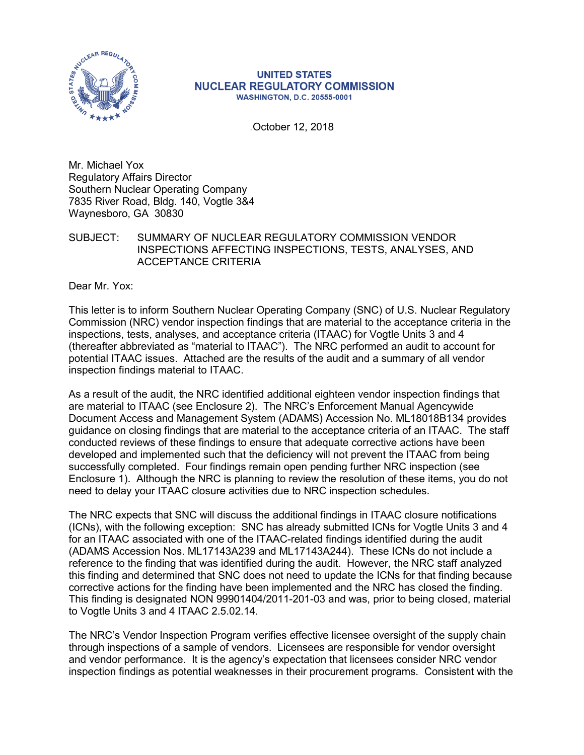**UNITED STATES**
**NUCLEAR REGULATORY COMMISSION**
**WASHINGTON, D.C. 20555-0001**

October 12, 2018

Mr. Michael Yox
Regulatory Affairs Director
Southern Nuclear Operating Company
7835 River Road, Bldg. 140, Vogtle 3&4
Waynesboro, GA 30830

SUBJECT: SUMMARY OF NUCLEAR REGULATORY COMMISSION VENDOR INSPECTIONS AFFECTING INSPECTIONS, TESTS, ANALYSES, AND ACCEPTANCE CRITERIA

Dear Mr. Yox:

This letter is to inform Southern Nuclear Operating Company (SNC) of U.S. Nuclear Regulatory Commission (NRC) vendor inspection findings that are material to the acceptance criteria in the inspections, tests, analyses, and acceptance criteria (ITAAC) for Vogtle Units 3 and 4 (thereafter abbreviated as "material to ITAAC"). The NRC performed an audit to account for potential ITAAC issues. Attached are the results of the audit and a summary of all vendor inspection findings material to ITAAC.

As a result of the audit, the NRC identified additional eighteen vendor inspection findings that are material to ITAAC (see Enclosure 2). The NRC's Enforcement Manual Agencywide Document Access and Management System (ADAMS) Accession No. ML18018B134 provides guidance on closing findings that are material to the acceptance criteria of an ITAAC. The staff conducted reviews of these findings to ensure that adequate corrective actions have been developed and implemented such that the deficiency will not prevent the ITAAC from being successfully completed. Four findings remain open pending further NRC inspection (see Enclosure 1). Although the NRC is planning to review the resolution of these items, you do not need to delay your ITAAC closure activities due to NRC inspection schedules.

The NRC expects that SNC will discuss the additional findings in ITAAC closure notifications (ICNs), with the following exception: SNC has already submitted ICNs for Vogtle Units 3 and 4 for an ITAAC associated with one of the ITAAC-related findings identified during the audit (ADAMS Accession Nos. ML17143A239 and ML17143A244). These ICNs do not include a reference to the finding that was identified during the audit. However, the NRC staff analyzed this finding and determined that SNC does not need to update the ICNs for that finding because corrective actions for the finding have been implemented and the NRC has closed the finding. This finding is designated NON 99901404/2011-201-03 and was, prior to being closed, material to Vogtle Units 3 and 4 ITAAC 2.5.02.14.

The NRC's Vendor Inspection Program verifies effective licensee oversight of the supply chain through inspections of a sample of vendors. Licensees are responsible for vendor oversight and vendor performance. It is the agency's expectation that licensees consider NRC vendor inspection findings as potential weaknesses in their procurement programs. Consistent with the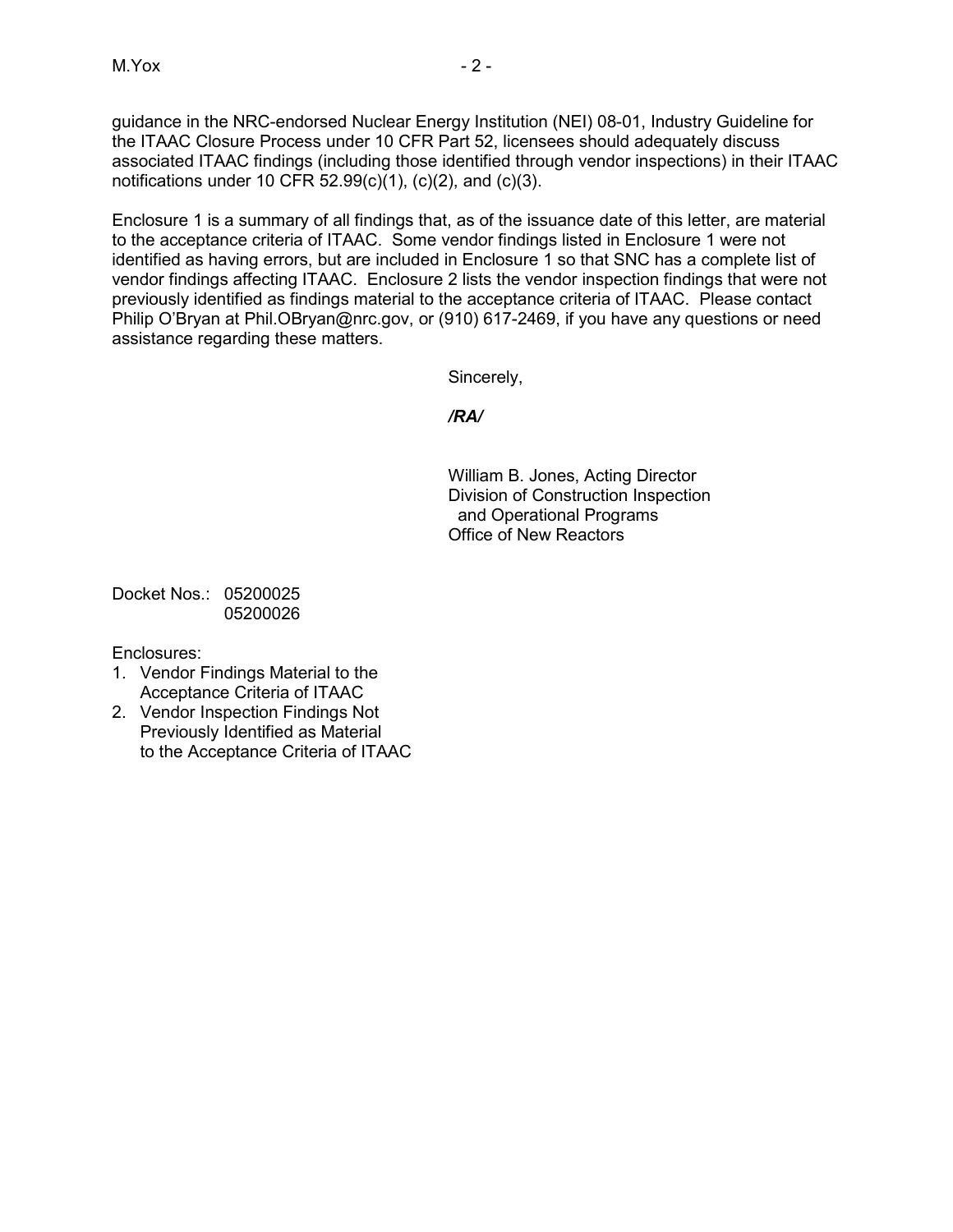guidance in the NRC-endorsed Nuclear Energy Institution (NEI) 08-01, Industry Guideline for the ITAAC Closure Process under 10 CFR Part 52, licensees should adequately discuss associated ITAAC findings (including those identified through vendor inspections) in their ITAAC notifications under 10 CFR 52.99(c)(1), (c)(2), and (c)(3).

Enclosure 1 is a summary of all findings that, as of the issuance date of this letter, are material to the acceptance criteria of ITAAC. Some vendor findings listed in Enclosure 1 were not identified as having errors, but are included in Enclosure 1 so that SNC has a complete list of vendor findings affecting ITAAC. Enclosure 2 lists the vendor inspection findings that were not previously identified as findings material to the acceptance criteria of ITAAC. Please contact Philip O'Bryan at Phil.OBryan@nrc.gov, or (910) 617-2469, if you have any questions or need assistance regarding these matters.

Sincerely,

***/RA/***

William B. Jones, Acting Director
Division of Construction Inspection
and Operational Programs
Office of New Reactors

Docket Nos.: 05200025
05200026

Enclosures:

1. Vendor Findings Material to the Acceptance Criteria of ITAAC
2. Vendor Inspection Findings Not Previously Identified as Material to the Acceptance Criteria of ITAAC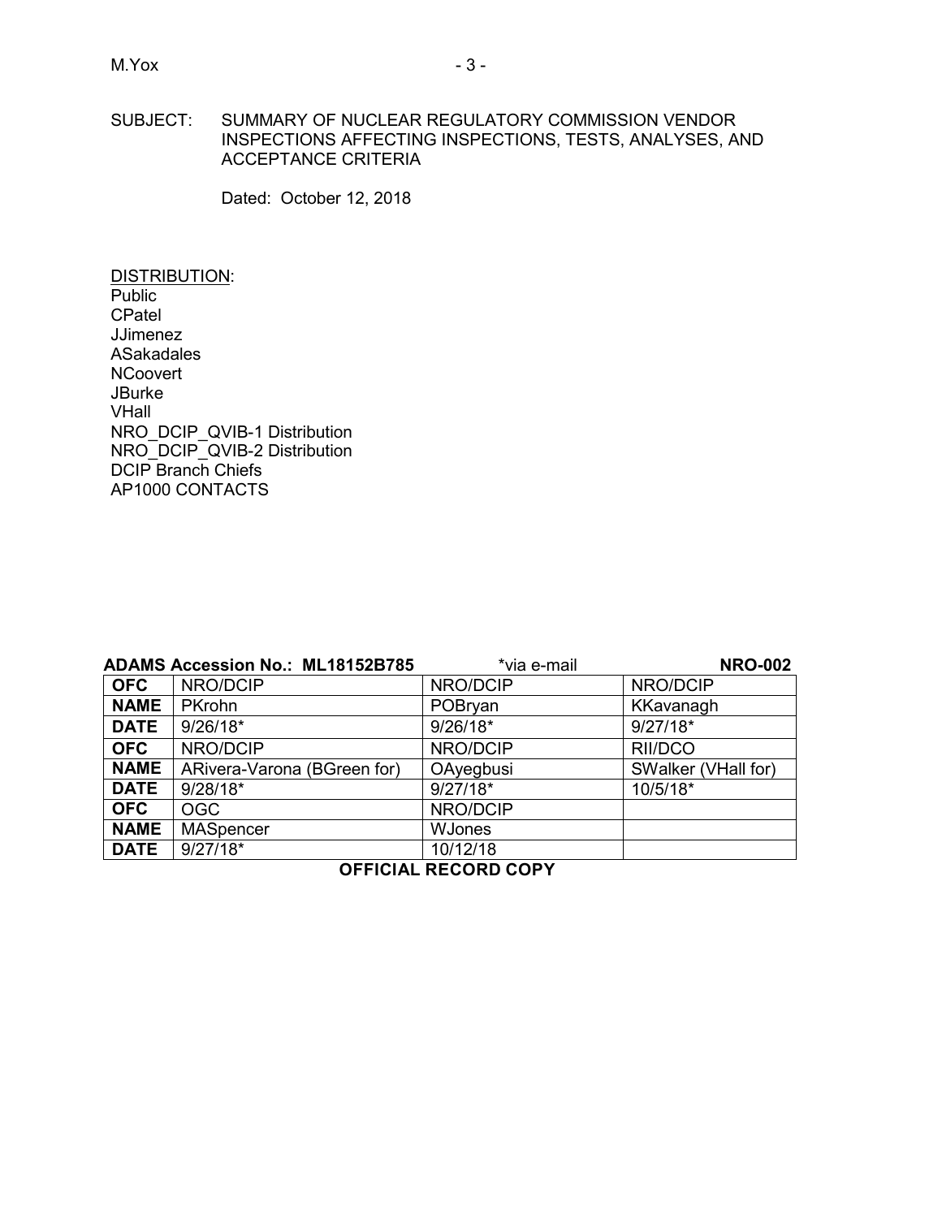SUBJECT: SUMMARY OF NUCLEAR REGULATORY COMMISSION VENDOR INSPECTIONS AFFECTING INSPECTIONS, TESTS, ANALYSES, AND ACCEPTANCE CRITERIA

Dated: October 12, 2018

DISTRIBUTION:
Public
CPatel
JJimenez
ASakadales
NCoovert
JBurke
VHall
NRO_DCIP_QVIB-1 Distribution
NRO_DCIP_QVIB-2 Distribution
DCIP Branch Chiefs
AP1000 CONTACTS

**ADAMS Accession No.: ML18152B785** *via e-mail **NRO-002**

| **OFC** | NRO/DCIP | NRO/DCIP | NRO/DCIP |
|---|---|---|---|
| **NAME** | PKrohn | POBryan | KKavanagh |
| **DATE** | 9/26/18* | 9/26/18* | 9/27/18* |
| **OFC** | NRO/DCIP | NRO/DCIP | RII/DCO |
| **NAME** | ARivera-Varona (BGreen for) | OAyegbusi | SWalker (VHall for) |
| **DATE** | 9/28/18* | 9/27/18* | 10/5/18* |
| **OFC** | OGC | NRO/DCIP | |
| **NAME** | MASpencer | WJones | |
| **DATE** | 9/27/18* | 10/12/18 | |

**OFFICIAL RECORD COPY**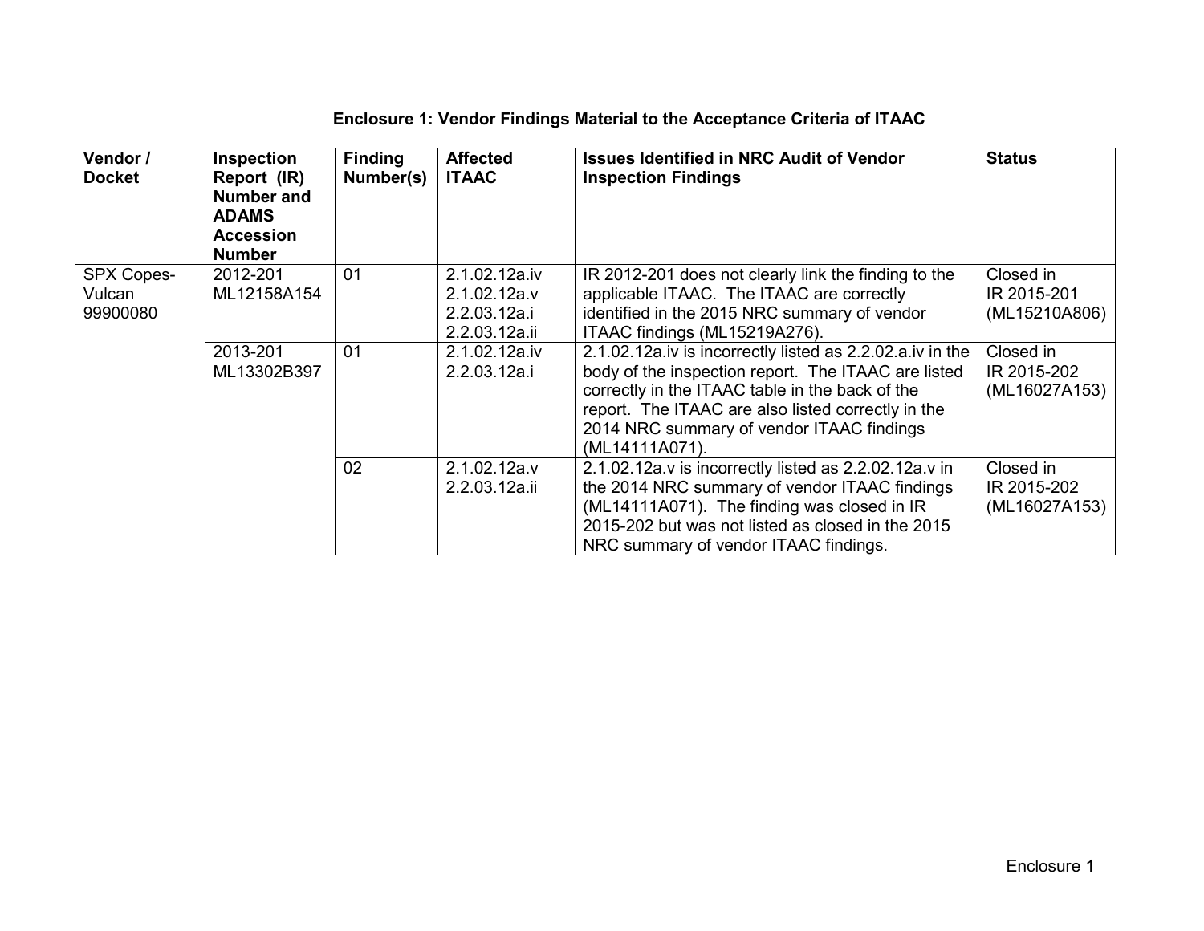### Enclosure 1: Vendor Findings Material to the Acceptance Criteria of ITAAC

| Vendor / Docket | Inspection Report (IR) Number and ADAMS Accession Number | Finding Number(s) | Affected ITAAC | Issues Identified in NRC Audit of Vendor Inspection Findings | Status |
|---|---|---|---|---|---|
| SPX Copes-Vulcan 99900080 | 2012-201 ML12158A154 | 01 | 2.1.02.12a.iv 2.1.02.12a.v 2.2.03.12a.i 2.2.03.12a.ii | IR 2012-201 does not clearly link the finding to the applicable ITAAC. The ITAAC are correctly identified in the 2015 NRC summary of vendor ITAAC findings (ML15219A276). | Closed in IR 2015-201 (ML15210A806) |
| | 2013-201 ML13302B397 | 01 | 2.1.02.12a.iv 2.2.03.12a.i | 2.1.02.12a.iv is incorrectly listed as 2.2.02.a.iv in the body of the inspection report. The ITAAC are listed correctly in the ITAAC table in the back of the report. The ITAAC are also listed correctly in the 2014 NRC summary of vendor ITAAC findings (ML14111A071). | Closed in IR 2015-202 (ML16027A153) |
| | | 02 | 2.1.02.12a.v 2.2.03.12a.ii | 2.1.02.12a.v is incorrectly listed as 2.2.02.12a.v in the 2014 NRC summary of vendor ITAAC findings (ML14111A071). The finding was closed in IR 2015-202 but was not listed as closed in the 2015 NRC summary of vendor ITAAC findings. | Closed in IR 2015-202 (ML16027A153) |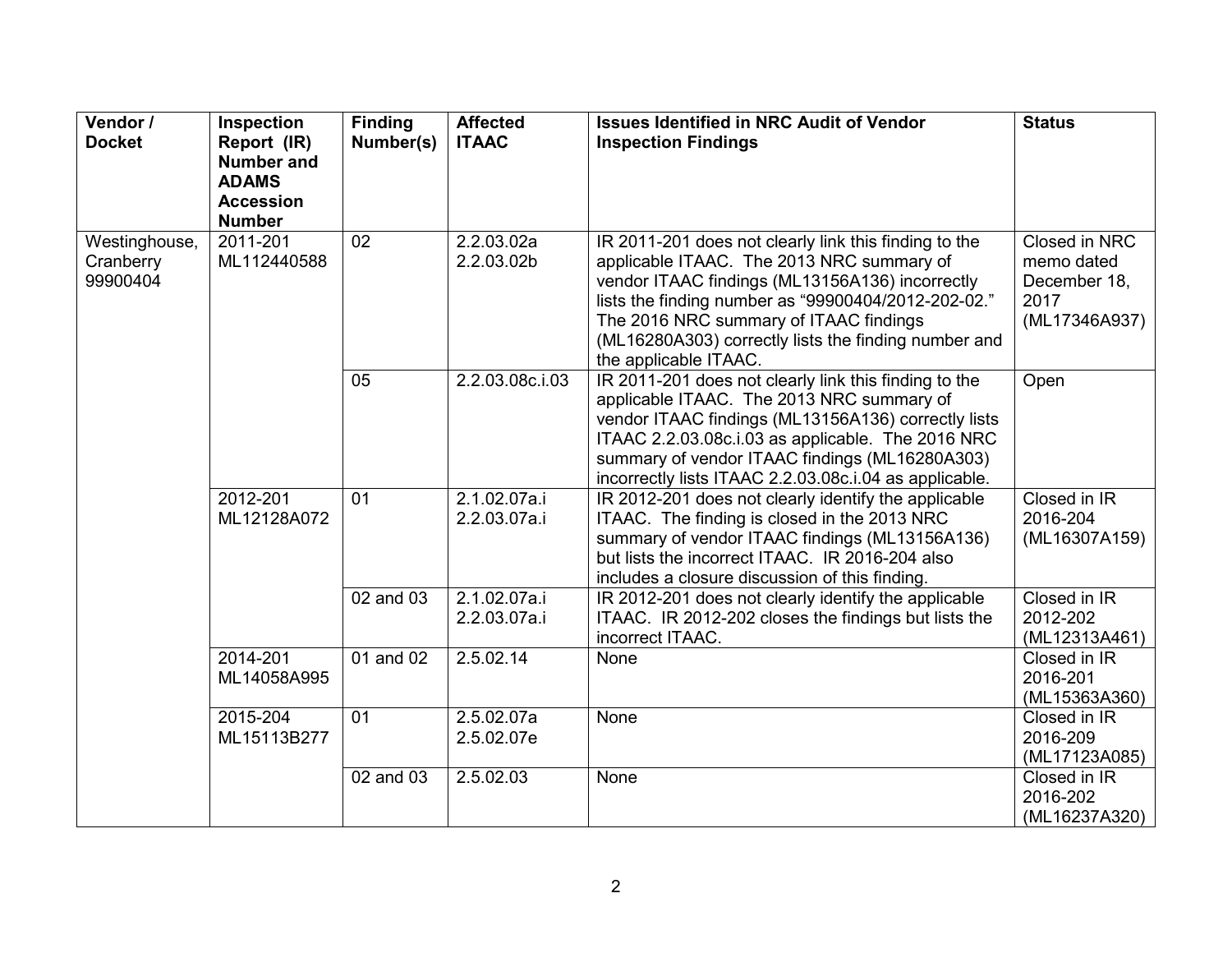| Vendor / Docket | Inspection Report (IR) Number and ADAMS Accession Number | Finding Number(s) | Affected ITAAC | Issues Identified in NRC Audit of Vendor Inspection Findings | Status |
|---|---|---|---|---|---|
| Westinghouse, Cranberry 99900404 | 2011-201 ML112440588 | 02 | 2.2.03.02a 2.2.03.02b | IR 2011-201 does not clearly link this finding to the applicable ITAAC. The 2013 NRC summary of vendor ITAAC findings (ML13156A136) incorrectly lists the finding number as "99900404/2012-202-02." The 2016 NRC summary of ITAAC findings (ML16280A303) correctly lists the finding number and the applicable ITAAC. | Closed in NRC memo dated December 18, 2017 (ML17346A937) |
| | | 05 | 2.2.03.08c.i.03 | IR 2011-201 does not clearly link this finding to the applicable ITAAC. The 2013 NRC summary of vendor ITAAC findings (ML13156A136) correctly lists ITAAC 2.2.03.08c.i.03 as applicable. The 2016 NRC summary of vendor ITAAC findings (ML16280A303) incorrectly lists ITAAC 2.2.03.08c.i.04 as applicable. | Open |
| | 2012-201 ML12128A072 | 01 | 2.1.02.07a.i 2.2.03.07a.i | IR 2012-201 does not clearly identify the applicable ITAAC. The finding is closed in the 2013 NRC summary of vendor ITAAC findings (ML13156A136) but lists the incorrect ITAAC. IR 2016-204 also includes a closure discussion of this finding. | Closed in IR 2016-204 (ML16307A159) |
| | | 02 and 03 | 2.1.02.07a.i 2.2.03.07a.i | IR 2012-201 does not clearly identify the applicable ITAAC. IR 2012-202 closes the findings but lists the incorrect ITAAC. | Closed in IR 2012-202 (ML12313A461) |
| | 2014-201 ML14058A995 | 01 and 02 | 2.5.02.14 | None | Closed in IR 2016-201 (ML15363A360) |
| | 2015-204 ML15113B277 | 01 | 2.5.02.07a 2.5.02.07e | None | Closed in IR 2016-209 (ML17123A085) |
| | | 02 and 03 | 2.5.02.03 | None | Closed in IR 2016-202 (ML16237A320) |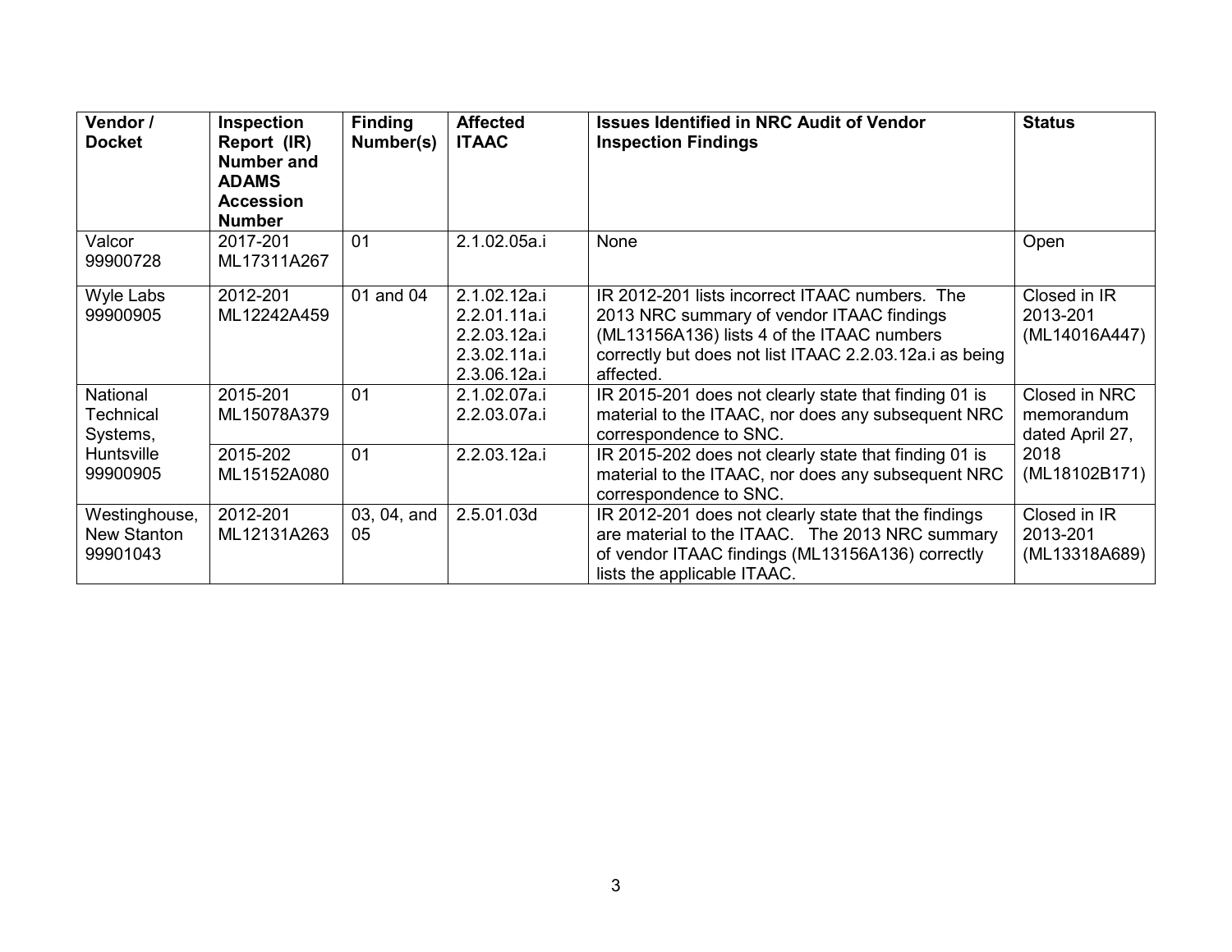| Vendor / Docket | Inspection Report (IR) Number and ADAMS Accession Number | Finding Number(s) | Affected ITAAC | Issues Identified in NRC Audit of Vendor Inspection Findings | Status |
|---|---|---|---|---|---|
| Valcor 99900728 | 2017-201 ML17311A267 | 01 | 2.1.02.05a.i | None | Open |
| Wyle Labs 99900905 | 2012-201 ML12242A459 | 01 and 04 | 2.1.02.12a.i 2.2.01.11a.i 2.2.03.12a.i 2.3.02.11a.i 2.3.06.12a.i | IR 2012-201 lists incorrect ITAAC numbers. The 2013 NRC summary of vendor ITAAC findings (ML13156A136) lists 4 of the ITAAC numbers correctly but does not list ITAAC 2.2.03.12a.i as being affected. | Closed in IR 2013-201 (ML14016A447) |
| National Technical Systems, Huntsville 99900905 | 2015-201 ML15078A379 | 01 | 2.1.02.07a.i 2.2.03.07a.i | IR 2015-201 does not clearly state that finding 01 is material to the ITAAC, nor does any subsequent NRC correspondence to SNC. | Closed in NRC memorandum dated April 27, 2018 (ML18102B171) |
| | 2015-202 ML15152A080 | 01 | 2.2.03.12a.i | IR 2015-202 does not clearly state that finding 01 is material to the ITAAC, nor does any subsequent NRC correspondence to SNC. | |
| Westinghouse, New Stanton 99901043 | 2012-201 ML12131A263 | 03, 04, and 05 | 2.5.01.03d | IR 2012-201 does not clearly state that the findings are material to the ITAAC. The 2013 NRC summary of vendor ITAAC findings (ML13156A136) correctly lists the applicable ITAAC. | Closed in IR 2013-201 (ML13318A689) |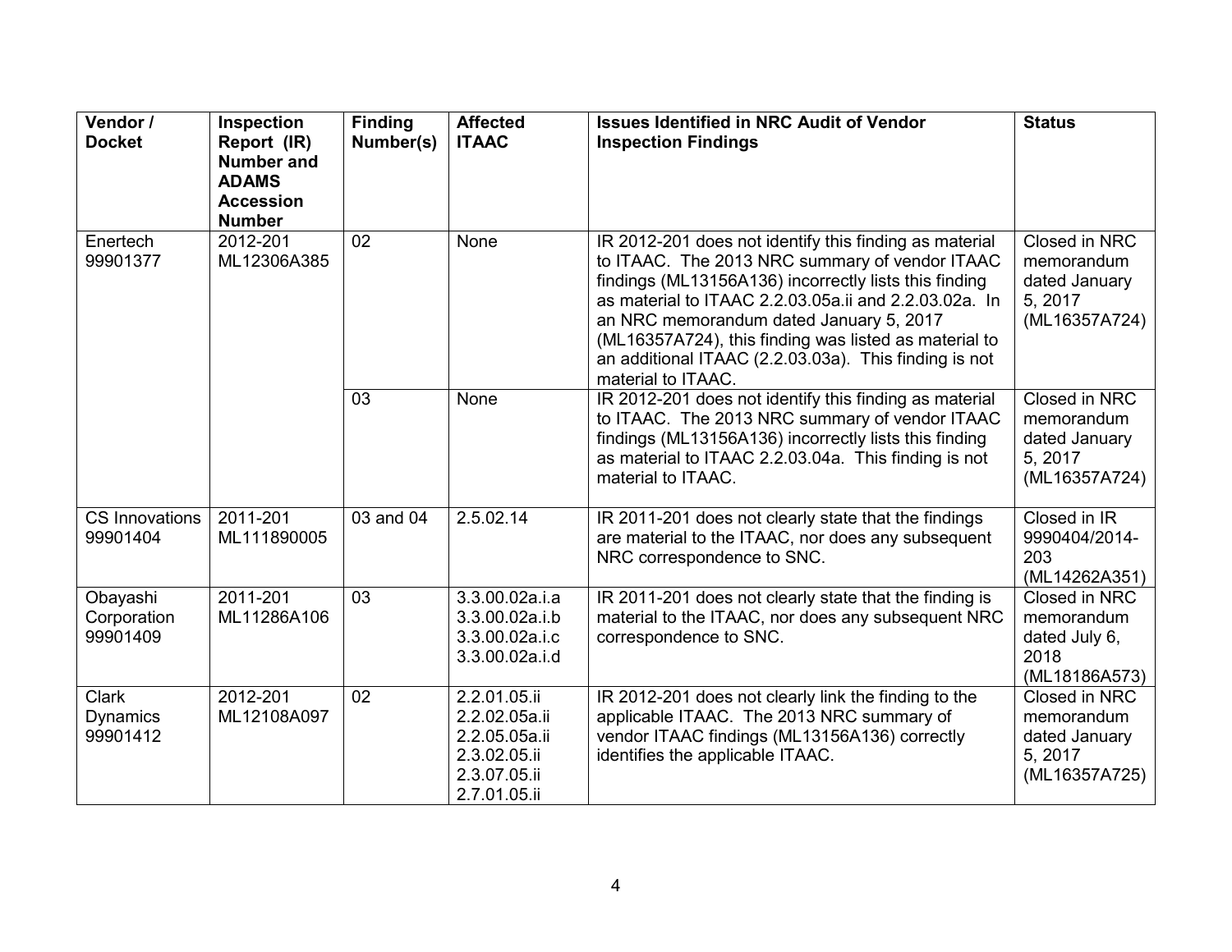| Vendor / Docket | Inspection Report (IR) Number and ADAMS Accession Number | Finding Number(s) | Affected ITAAC | Issues Identified in NRC Audit of Vendor Inspection Findings | Status |
|---|---|---|---|---|---|
| Enertech 99901377 | 2012-201 ML12306A385 | 02 | None | IR 2012-201 does not identify this finding as material to ITAAC. The 2013 NRC summary of vendor ITAAC findings (ML13156A136) incorrectly lists this finding as material to ITAAC 2.2.03.05a.ii and 2.2.03.02a. In an NRC memorandum dated January 5, 2017 (ML16357A724), this finding was listed as material to an additional ITAAC (2.2.03.03a). This finding is not material to ITAAC. | Closed in NRC memorandum dated January 5, 2017 (ML16357A724) |
| | | 03 | None | IR 2012-201 does not identify this finding as material to ITAAC. The 2013 NRC summary of vendor ITAAC findings (ML13156A136) incorrectly lists this finding as material to ITAAC 2.2.03.04a. This finding is not material to ITAAC. | Closed in NRC memorandum dated January 5, 2017 (ML16357A724) |
| CS Innovations 99901404 | 2011-201 ML111890005 | 03 and 04 | 2.5.02.14 | IR 2011-201 does not clearly state that the findings are material to the ITAAC, nor does any subsequent NRC correspondence to SNC. | Closed in IR 9990404/2014-203 (ML14262A351) |
| Obayashi Corporation 99901409 | 2011-201 ML11286A106 | 03 | 3.3.00.02a.i.a 3.3.00.02a.i.b 3.3.00.02a.i.c 3.3.00.02a.i.d | IR 2011-201 does not clearly state that the finding is material to the ITAAC, nor does any subsequent NRC correspondence to SNC. | Closed in NRC memorandum dated July 6, 2018 (ML18186A573) |
| Clark Dynamics 99901412 | 2012-201 ML12108A097 | 02 | 2.2.01.05.ii 2.2.02.05a.ii 2.2.05.05a.ii 2.3.02.05.ii 2.3.07.05.ii 2.7.01.05.ii | IR 2012-201 does not clearly link the finding to the applicable ITAAC. The 2013 NRC summary of vendor ITAAC findings (ML13156A136) correctly identifies the applicable ITAAC. | Closed in NRC memorandum dated January 5, 2017 (ML16357A725) |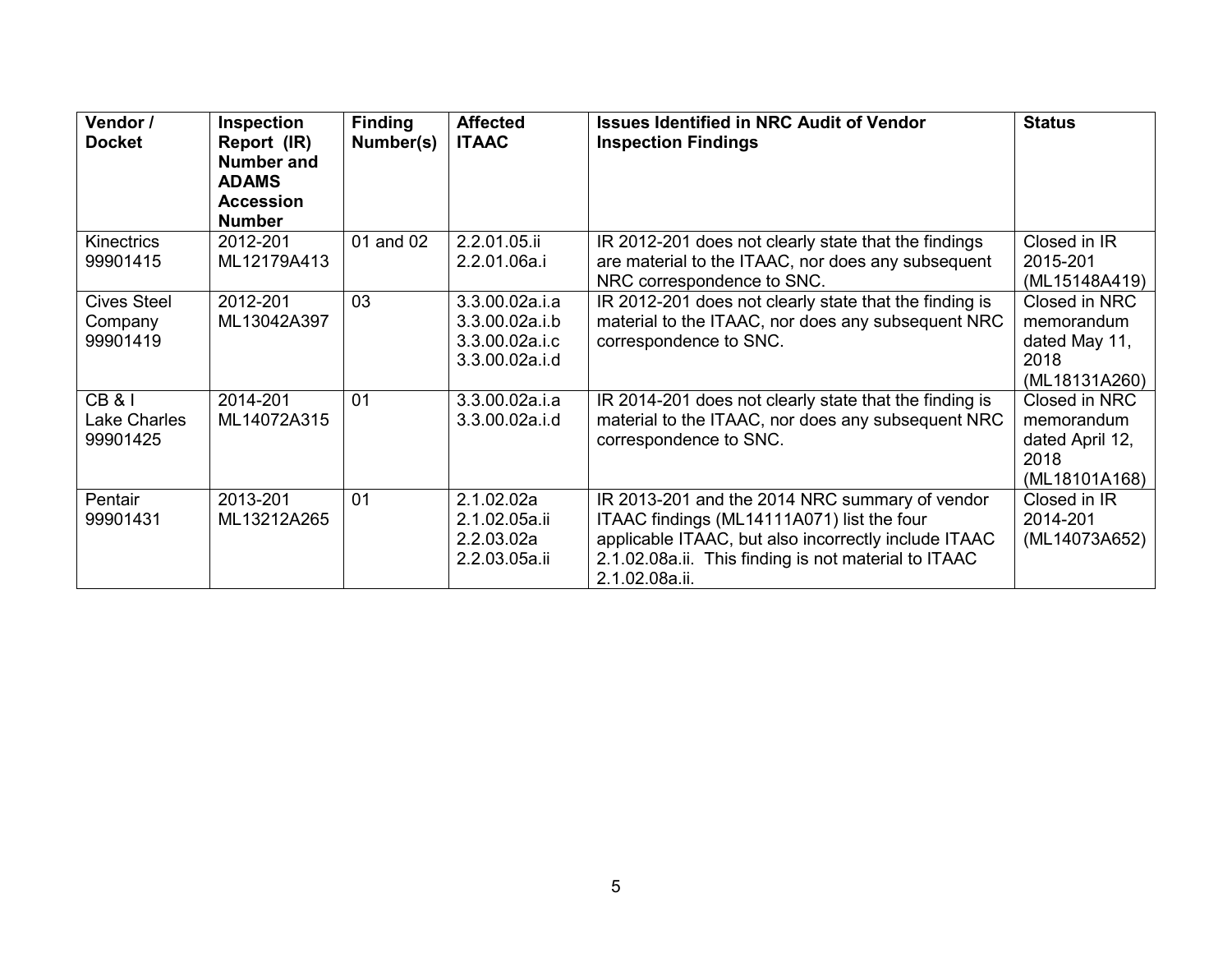| Vendor / Docket | Inspection Report (IR) Number and ADAMS Accession Number | Finding Number(s) | Affected ITAAC | Issues Identified in NRC Audit of Vendor Inspection Findings | Status |
|---|---|---|---|---|---|
| Kinectrics 99901415 | 2012-201 ML12179A413 | 01 and 02 | 2.2.01.05.ii 2.2.01.06a.i | IR 2012-201 does not clearly state that the findings are material to the ITAAC, nor does any subsequent NRC correspondence to SNC. | Closed in IR 2015-201 (ML15148A419) |
| Cives Steel Company 99901419 | 2012-201 ML13042A397 | 03 | 3.3.00.02a.i.a 3.3.00.02a.i.b 3.3.00.02a.i.c 3.3.00.02a.i.d | IR 2012-201 does not clearly state that the finding is material to the ITAAC, nor does any subsequent NRC correspondence to SNC. | Closed in NRC memorandum dated May 11, 2018 (ML18131A260) |
| CB & I Lake Charles 99901425 | 2014-201 ML14072A315 | 01 | 3.3.00.02a.i.a 3.3.00.02a.i.d | IR 2014-201 does not clearly state that the finding is material to the ITAAC, nor does any subsequent NRC correspondence to SNC. | Closed in NRC memorandum dated April 12, 2018 (ML18101A168) |
| Pentair 99901431 | 2013-201 ML13212A265 | 01 | 2.1.02.02a 2.1.02.05a.ii 2.2.03.02a 2.2.03.05a.ii | IR 2013-201 and the 2014 NRC summary of vendor ITAAC findings (ML14111A071) list the four applicable ITAAC, but also incorrectly include ITAAC 2.1.02.08a.ii. This finding is not material to ITAAC 2.1.02.08a.ii. | Closed in IR 2014-201 (ML14073A652) |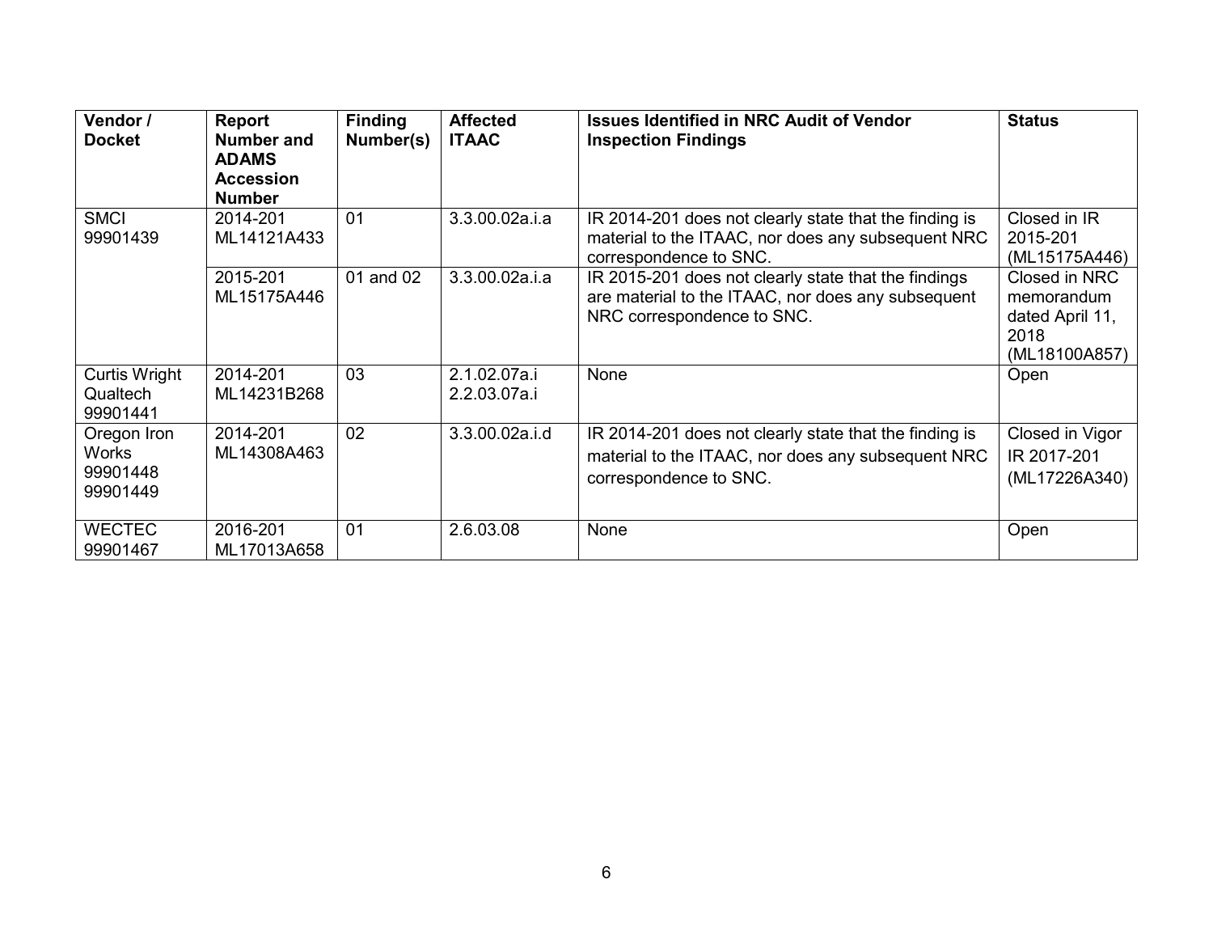| Vendor / Docket | Report Number and ADAMS Accession Number | Finding Number(s) | Affected ITAAC | Issues Identified in NRC Audit of Vendor Inspection Findings | Status |
|---|---|---|---|---|---|
| SMCI 99901439 | 2014-201 ML14121A433 | 01 | 3.3.00.02a.i.a | IR 2014-201 does not clearly state that the finding is material to the ITAAC, nor does any subsequent NRC correspondence to SNC. | Closed in IR 2015-201 (ML15175A446) |
| | 2015-201 ML15175A446 | 01 and 02 | 3.3.00.02a.i.a | IR 2015-201 does not clearly state that the findings are material to the ITAAC, nor does any subsequent NRC correspondence to SNC. | Closed in NRC memorandum dated April 11, 2018 (ML18100A857) |
| Curtis Wright Qualtech 99901441 | 2014-201 ML14231B268 | 03 | 2.1.02.07a.i 2.2.03.07a.i | None | Open |
| Oregon Iron Works 99901448 99901449 | 2014-201 ML14308A463 | 02 | 3.3.00.02a.i.d | IR 2014-201 does not clearly state that the finding is material to the ITAAC, nor does any subsequent NRC correspondence to SNC. | Closed in Vigor IR 2017-201 (ML17226A340) |
| WECTEC 99901467 | 2016-201 ML17013A658 | 01 | 2.6.03.08 | None | Open |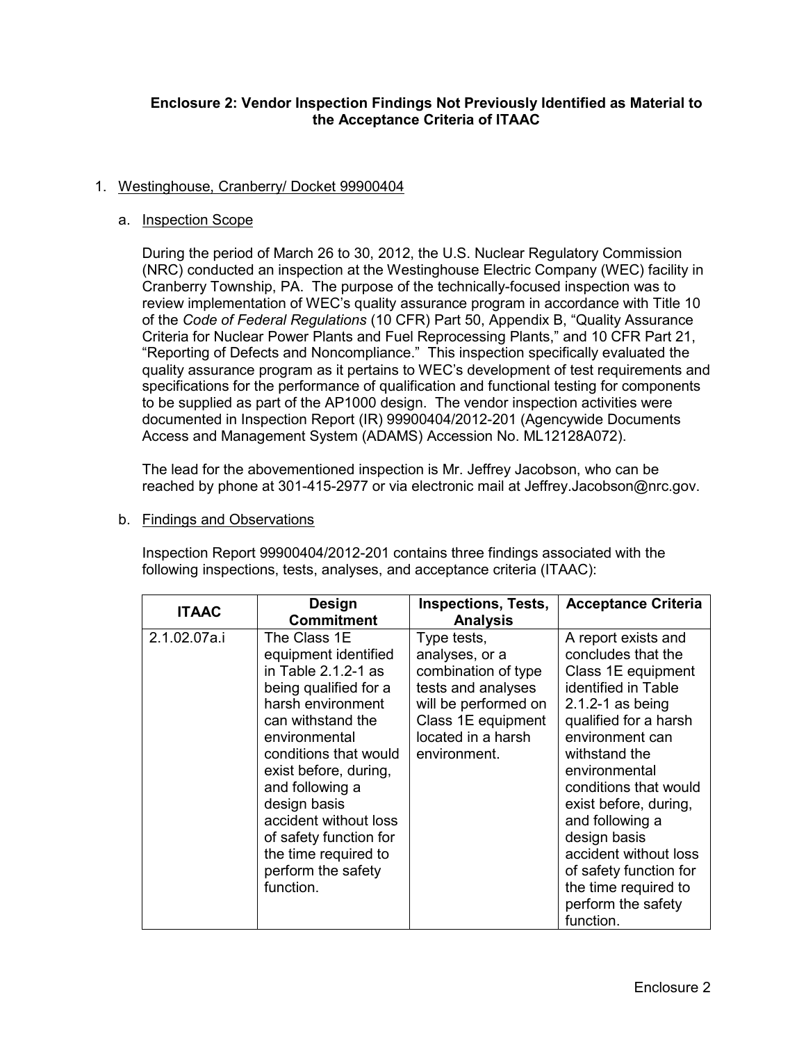# Enclosure 2: Vendor Inspection Findings Not Previously Identified as Material to the Acceptance Criteria of ITAAC

1. Westinghouse, Cranberry/ Docket 99900404

   a. Inspection Scope

   During the period of March 26 to 30, 2012, the U.S. Nuclear Regulatory Commission (NRC) conducted an inspection at the Westinghouse Electric Company (WEC) facility in Cranberry Township, PA. The purpose of the technically-focused inspection was to review implementation of WEC's quality assurance program in accordance with Title 10 of the *Code of Federal Regulations* (10 CFR) Part 50, Appendix B, "Quality Assurance Criteria for Nuclear Power Plants and Fuel Reprocessing Plants," and 10 CFR Part 21, "Reporting of Defects and Noncompliance." This inspection specifically evaluated the quality assurance program as it pertains to WEC's development of test requirements and specifications for the performance of qualification and functional testing for components to be supplied as part of the AP1000 design. The vendor inspection activities were documented in Inspection Report (IR) 99900404/2012-201 (Agencywide Documents Access and Management System (ADAMS) Accession No. ML12128A072).

   The lead for the abovementioned inspection is Mr. Jeffrey Jacobson, who can be reached by phone at 301-415-2977 or via electronic mail at Jeffrey.Jacobson@nrc.gov.

   b. Findings and Observations

   Inspection Report 99900404/2012-201 contains three findings associated with the following inspections, tests, analyses, and acceptance criteria (ITAAC):

| ITAAC | Design Commitment | Inspections, Tests, Analysis | Acceptance Criteria |
|---|---|---|---|
| 2.1.02.07a.i | The Class 1E equipment identified in Table 2.1.2-1 as being qualified for a harsh environment can withstand the environmental conditions that would exist before, during, and following a design basis accident without loss of safety function for the time required to perform the safety function. | Type tests, analyses, or a combination of type tests and analyses will be performed on Class 1E equipment located in a harsh environment. | A report exists and concludes that the Class 1E equipment identified in Table 2.1.2-1 as being qualified for a harsh environment can withstand the environmental conditions that would exist before, during, and following a design basis accident without loss of safety function for the time required to perform the safety function. |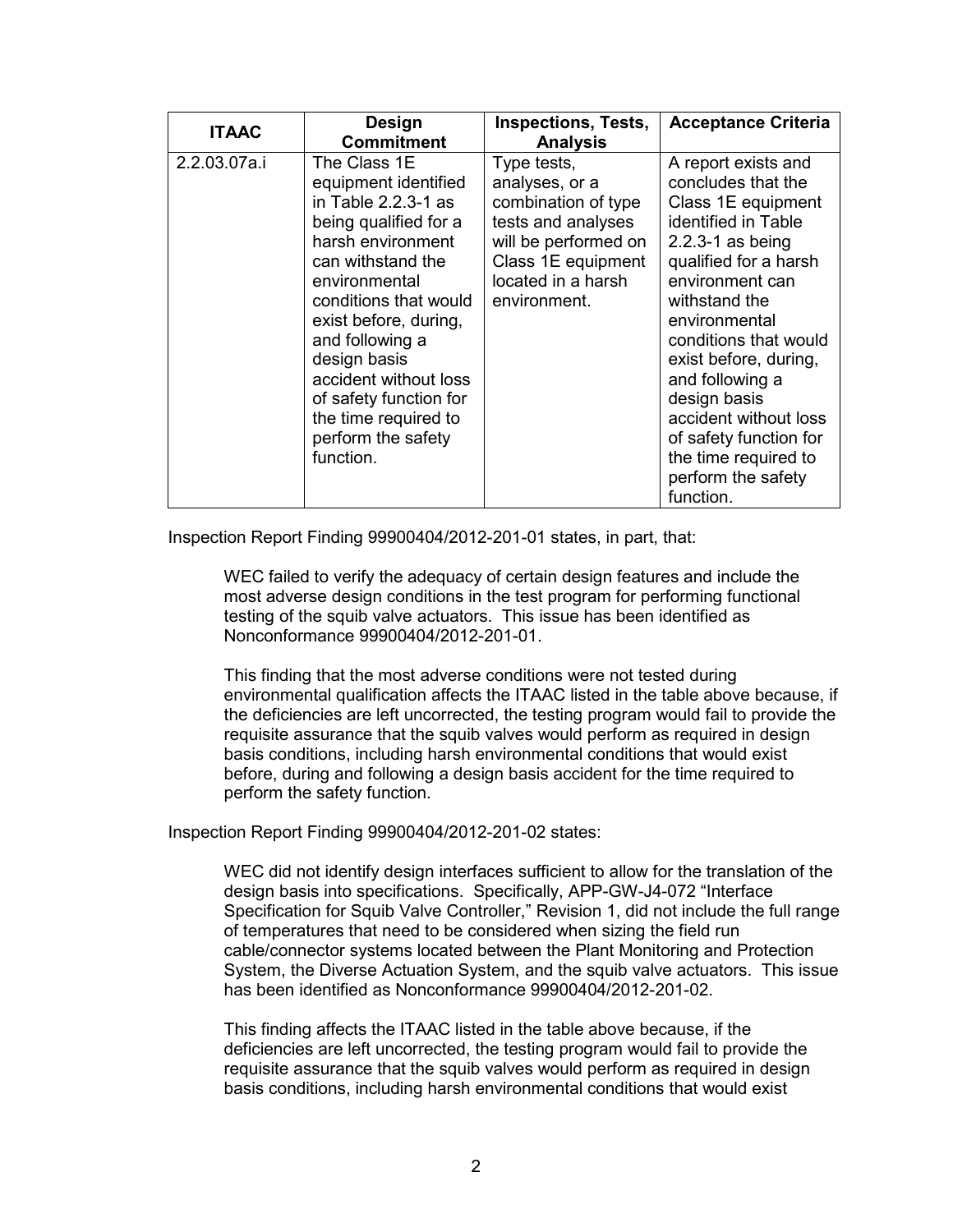| ITAAC | Design Commitment | Inspections, Tests, Analysis | Acceptance Criteria |
|---|---|---|---|
| 2.2.03.07a.i | The Class 1E equipment identified in Table 2.2.3-1 as being qualified for a harsh environment can withstand the environmental conditions that would exist before, during, and following a design basis accident without loss of safety function for the time required to perform the safety function. | Type tests, analyses, or a combination of type tests and analyses will be performed on Class 1E equipment located in a harsh environment. | A report exists and concludes that the Class 1E equipment identified in Table 2.2.3-1 as being qualified for a harsh environment can withstand the environmental conditions that would exist before, during, and following a design basis accident without loss of safety function for the time required to perform the safety function. |

Inspection Report Finding 99900404/2012-201-01 states, in part, that:

> WEC failed to verify the adequacy of certain design features and include the most adverse design conditions in the test program for performing functional testing of the squib valve actuators. This issue has been identified as Nonconformance 99900404/2012-201-01.
>
> This finding that the most adverse conditions were not tested during environmental qualification affects the ITAAC listed in the table above because, if the deficiencies are left uncorrected, the testing program would fail to provide the requisite assurance that the squib valves would perform as required in design basis conditions, including harsh environmental conditions that would exist before, during and following a design basis accident for the time required to perform the safety function.

Inspection Report Finding 99900404/2012-201-02 states:

> WEC did not identify design interfaces sufficient to allow for the translation of the design basis into specifications. Specifically, APP-GW-J4-072 "Interface Specification for Squib Valve Controller," Revision 1, did not include the full range of temperatures that need to be considered when sizing the field run cable/connector systems located between the Plant Monitoring and Protection System, the Diverse Actuation System, and the squib valve actuators. This issue has been identified as Nonconformance 99900404/2012-201-02.
>
> This finding affects the ITAAC listed in the table above because, if the deficiencies are left uncorrected, the testing program would fail to provide the requisite assurance that the squib valves would perform as required in design basis conditions, including harsh environmental conditions that would exist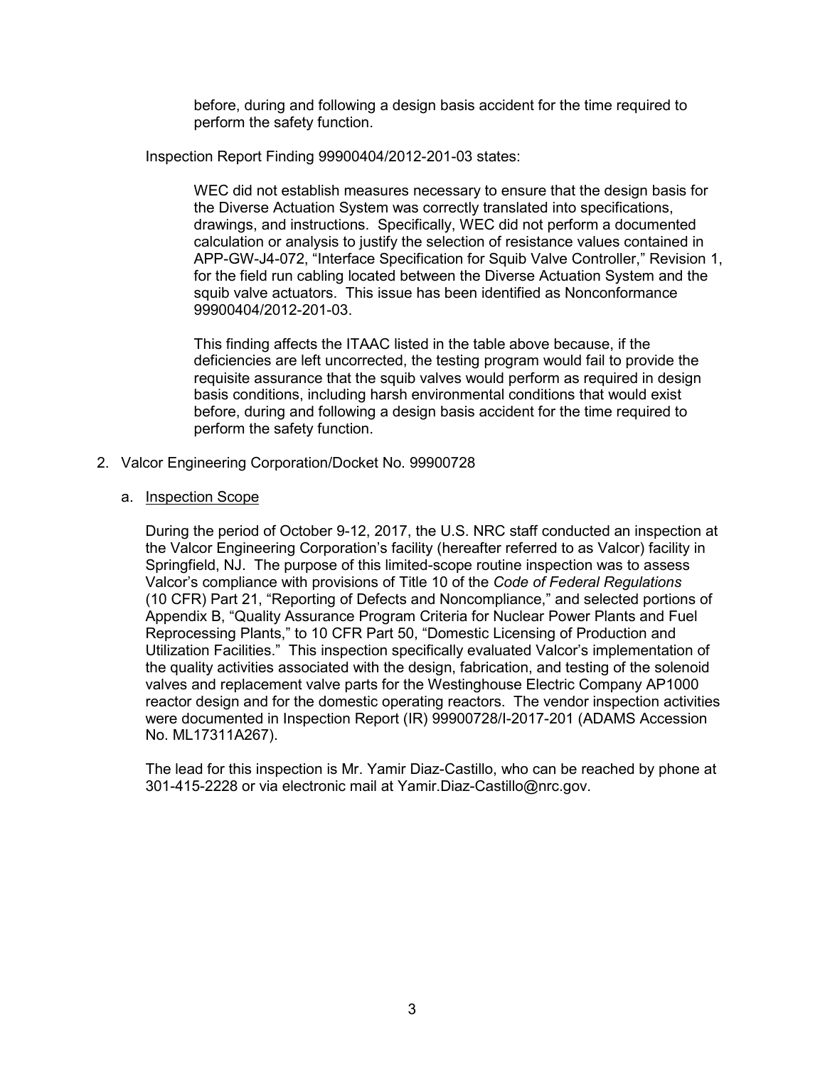before, during and following a design basis accident for the time required to perform the safety function.

Inspection Report Finding 99900404/2012-201-03 states:

> WEC did not establish measures necessary to ensure that the design basis for the Diverse Actuation System was correctly translated into specifications, drawings, and instructions. Specifically, WEC did not perform a documented calculation or analysis to justify the selection of resistance values contained in APP-GW-J4-072, "Interface Specification for Squib Valve Controller," Revision 1, for the field run cabling located between the Diverse Actuation System and the squib valve actuators. This issue has been identified as Nonconformance 99900404/2012-201-03.
>
> This finding affects the ITAAC listed in the table above because, if the deficiencies are left uncorrected, the testing program would fail to provide the requisite assurance that the squib valves would perform as required in design basis conditions, including harsh environmental conditions that would exist before, during and following a design basis accident for the time required to perform the safety function.

2. Valcor Engineering Corporation/Docket No. 99900728

   a. Inspection Scope

   During the period of October 9-12, 2017, the U.S. NRC staff conducted an inspection at the Valcor Engineering Corporation's facility (hereafter referred to as Valcor) facility in Springfield, NJ. The purpose of this limited-scope routine inspection was to assess Valcor's compliance with provisions of Title 10 of the *Code of Federal Regulations* (10 CFR) Part 21, "Reporting of Defects and Noncompliance," and selected portions of Appendix B, "Quality Assurance Program Criteria for Nuclear Power Plants and Fuel Reprocessing Plants," to 10 CFR Part 50, "Domestic Licensing of Production and Utilization Facilities." This inspection specifically evaluated Valcor's implementation of the quality activities associated with the design, fabrication, and testing of the solenoid valves and replacement valve parts for the Westinghouse Electric Company AP1000 reactor design and for the domestic operating reactors. The vendor inspection activities were documented in Inspection Report (IR) 99900728/I-2017-201 (ADAMS Accession No. ML17311A267).

   The lead for this inspection is Mr. Yamir Diaz-Castillo, who can be reached by phone at 301-415-2228 or via electronic mail at Yamir.Diaz-Castillo@nrc.gov.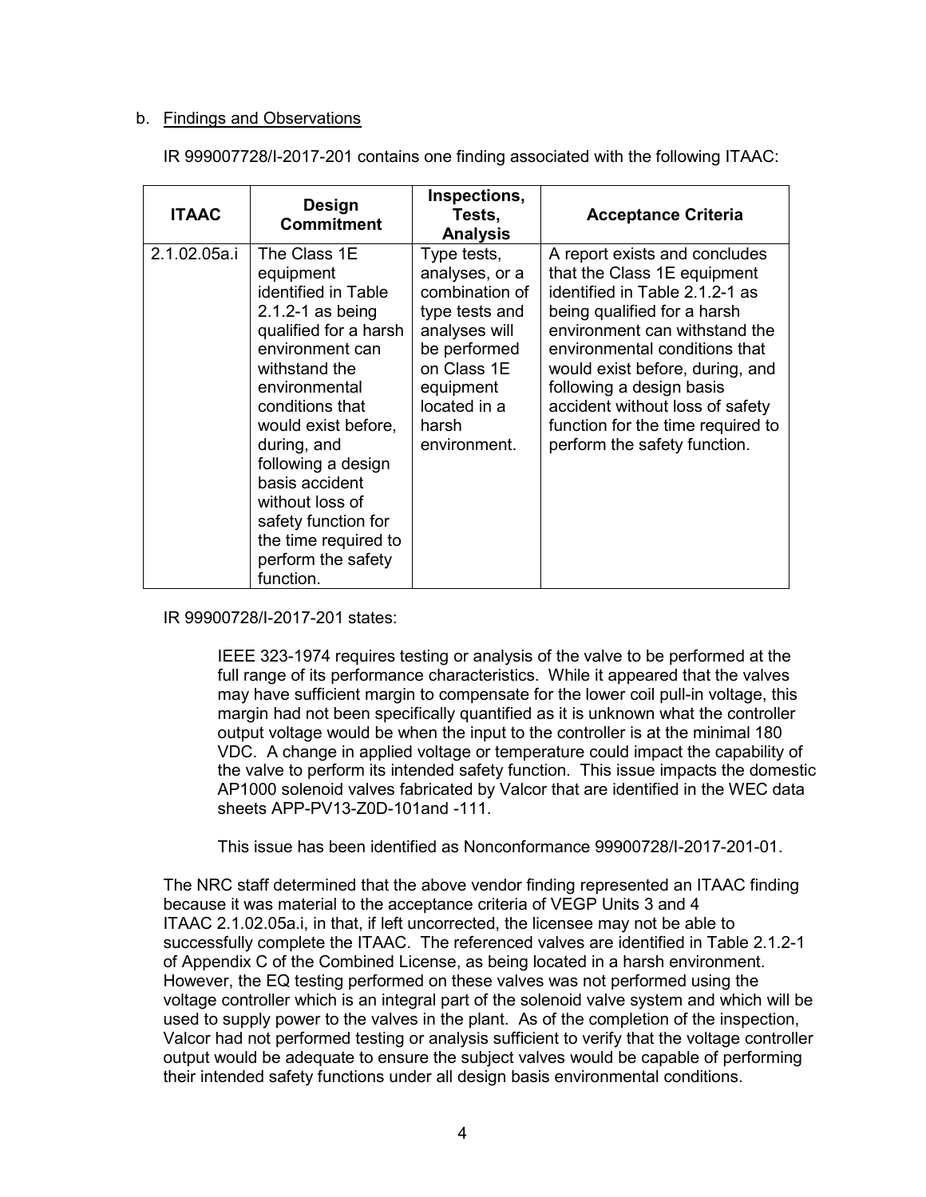b. Findings and Observations

IR 999007728/I-2017-201 contains one finding associated with the following ITAAC:

| ITAAC | Design Commitment | Inspections, Tests, Analysis | Acceptance Criteria |
|---|---|---|---|
| 2.1.02.05a.i | The Class 1E equipment identified in Table 2.1.2-1 as being qualified for a harsh environment can withstand the environmental conditions that would exist before, during, and following a design basis accident without loss of safety function for the time required to perform the safety function. | Type tests, analyses, or a combination of type tests and analyses will be performed on Class 1E equipment located in a harsh environment. | A report exists and concludes that the Class 1E equipment identified in Table 2.1.2-1 as being qualified for a harsh environment can withstand the environmental conditions that would exist before, during, and following a design basis accident without loss of safety function for the time required to perform the safety function. |

IR 99900728/I-2017-201 states:

> IEEE 323-1974 requires testing or analysis of the valve to be performed at the full range of its performance characteristics. While it appeared that the valves may have sufficient margin to compensate for the lower coil pull-in voltage, this margin had not been specifically quantified as it is unknown what the controller output voltage would be when the input to the controller is at the minimal 180 VDC. A change in applied voltage or temperature could impact the capability of the valve to perform its intended safety function. This issue impacts the domestic AP1000 solenoid valves fabricated by Valcor that are identified in the WEC data sheets APP-PV13-Z0D-101and -111.
>
> This issue has been identified as Nonconformance 99900728/I-2017-201-01.

The NRC staff determined that the above vendor finding represented an ITAAC finding because it was material to the acceptance criteria of VEGP Units 3 and 4 ITAAC 2.1.02.05a.i, in that, if left uncorrected, the licensee may not be able to successfully complete the ITAAC. The referenced valves are identified in Table 2.1.2-1 of Appendix C of the Combined License, as being located in a harsh environment. However, the EQ testing performed on these valves was not performed using the voltage controller which is an integral part of the solenoid valve system and which will be used to supply power to the valves in the plant. As of the completion of the inspection, Valcor had not performed testing or analysis sufficient to verify that the voltage controller output would be adequate to ensure the subject valves would be capable of performing their intended safety functions under all design basis environmental conditions.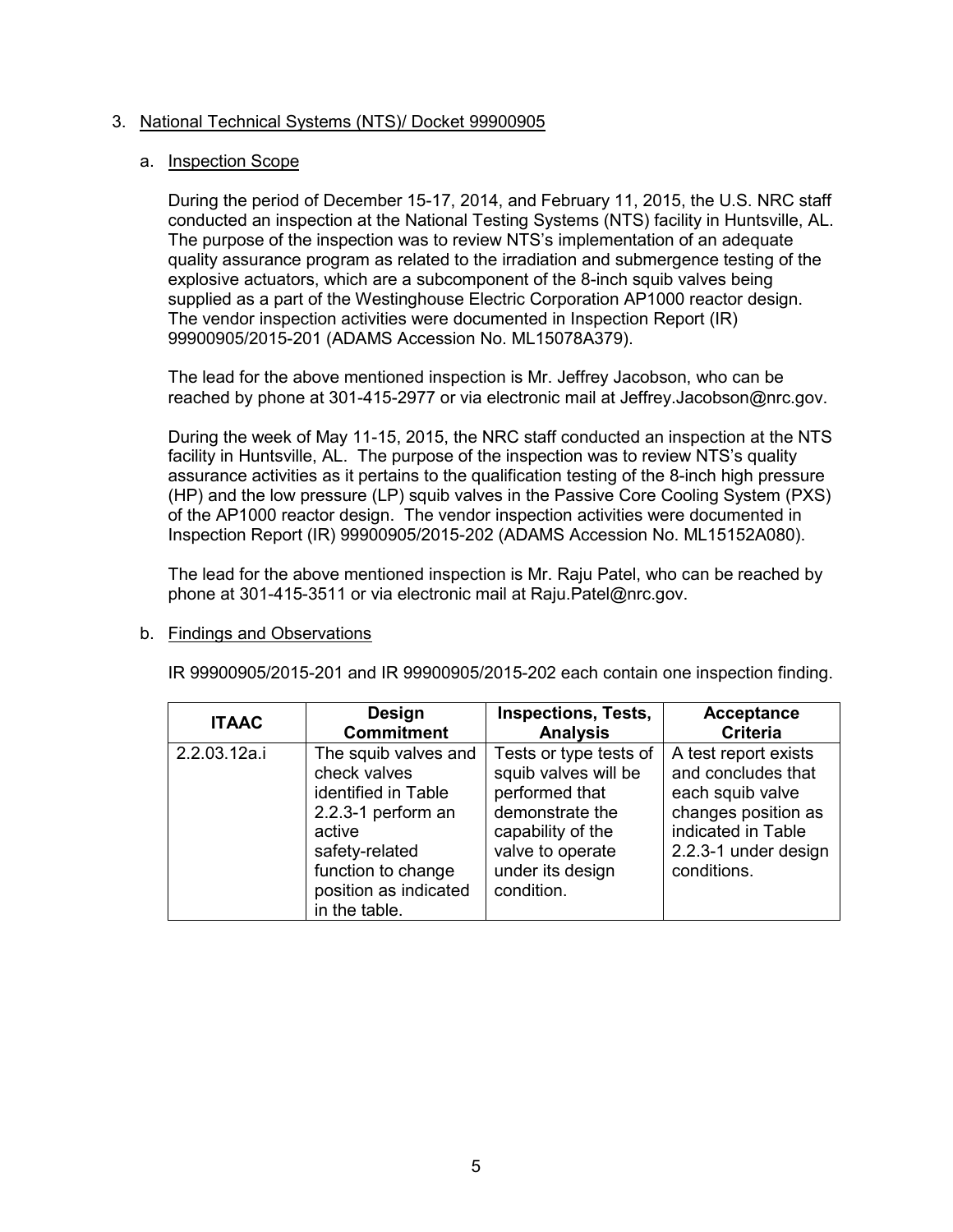3. National Technical Systems (NTS)/ Docket 99900905

   a. Inspection Scope

      During the period of December 15-17, 2014, and February 11, 2015, the U.S. NRC staff conducted an inspection at the National Testing Systems (NTS) facility in Huntsville, AL. The purpose of the inspection was to review NTS's implementation of an adequate quality assurance program as related to the irradiation and submergence testing of the explosive actuators, which are a subcomponent of the 8-inch squib valves being supplied as a part of the Westinghouse Electric Corporation AP1000 reactor design. The vendor inspection activities were documented in Inspection Report (IR) 99900905/2015-201 (ADAMS Accession No. ML15078A379).

      The lead for the above mentioned inspection is Mr. Jeffrey Jacobson, who can be reached by phone at 301-415-2977 or via electronic mail at Jeffrey.Jacobson@nrc.gov.

      During the week of May 11-15, 2015, the NRC staff conducted an inspection at the NTS facility in Huntsville, AL. The purpose of the inspection was to review NTS's quality assurance activities as it pertains to the qualification testing of the 8-inch high pressure (HP) and the low pressure (LP) squib valves in the Passive Core Cooling System (PXS) of the AP1000 reactor design. The vendor inspection activities were documented in Inspection Report (IR) 99900905/2015-202 (ADAMS Accession No. ML15152A080).

      The lead for the above mentioned inspection is Mr. Raju Patel, who can be reached by phone at 301-415-3511 or via electronic mail at Raju.Patel@nrc.gov.

   b. Findings and Observations

      IR 99900905/2015-201 and IR 99900905/2015-202 each contain one inspection finding.

| ITAAC | Design Commitment | Inspections, Tests, Analysis | Acceptance Criteria |
|---|---|---|---|
| 2.2.03.12a.i | The squib valves and check valves identified in Table 2.2.3-1 perform an active safety-related function to change position as indicated in the table. | Tests or type tests of squib valves will be performed that demonstrate the capability of the valve to operate under its design condition. | A test report exists and concludes that each squib valve changes position as indicated in Table 2.2.3-1 under design conditions. |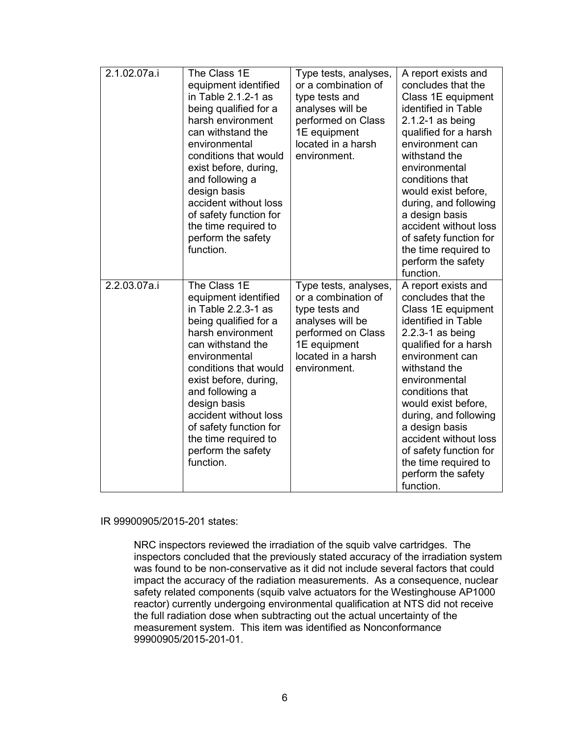| | | | |
|---|---|---|---|
| 2.1.02.07a.i | The Class 1E equipment identified in Table 2.1.2-1 as being qualified for a harsh environment can withstand the environmental conditions that would exist before, during, and following a design basis accident without loss of safety function for the time required to perform the safety function. | Type tests, analyses, or a combination of type tests and analyses will be performed on Class 1E equipment located in a harsh environment. | A report exists and concludes that the Class 1E equipment identified in Table 2.1.2-1 as being qualified for a harsh environment can withstand the environmental conditions that would exist before, during, and following a design basis accident without loss of safety function for the time required to perform the safety function. |
| 2.2.03.07a.i | The Class 1E equipment identified in Table 2.2.3-1 as being qualified for a harsh environment can withstand the environmental conditions that would exist before, during, and following a design basis accident without loss of safety function for the time required to perform the safety function. | Type tests, analyses, or a combination of type tests and analyses will be performed on Class 1E equipment located in a harsh environment. | A report exists and concludes that the Class 1E equipment identified in Table 2.2.3-1 as being qualified for a harsh environment can withstand the environmental conditions that would exist before, during, and following a design basis accident without loss of safety function for the time required to perform the safety function. |

IR 99900905/2015-201 states:

> NRC inspectors reviewed the irradiation of the squib valve cartridges. The inspectors concluded that the previously stated accuracy of the irradiation system was found to be non-conservative as it did not include several factors that could impact the accuracy of the radiation measurements. As a consequence, nuclear safety related components (squib valve actuators for the Westinghouse AP1000 reactor) currently undergoing environmental qualification at NTS did not receive the full radiation dose when subtracting out the actual uncertainty of the measurement system. This item was identified as Nonconformance 99900905/2015-201-01.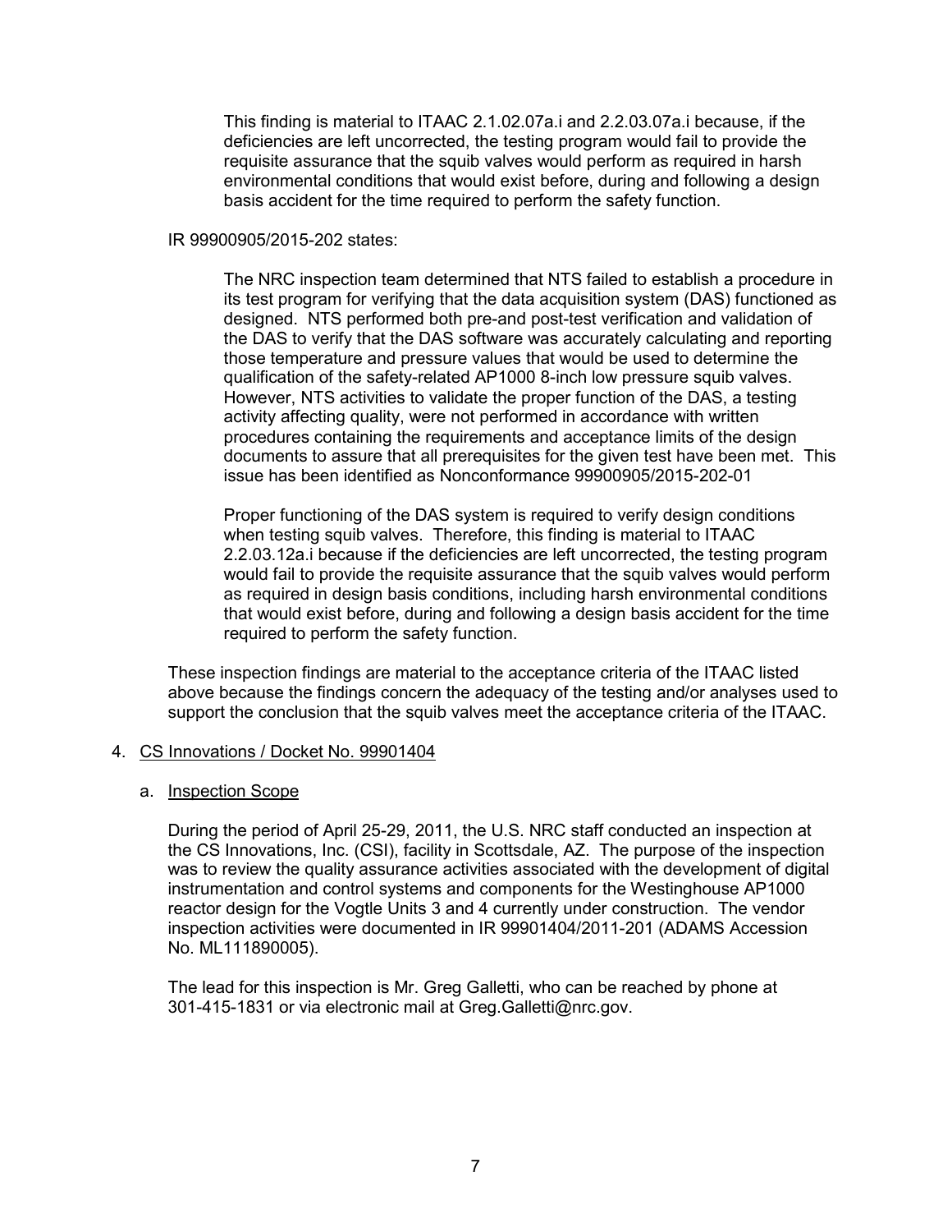> This finding is material to ITAAC 2.1.02.07a.i and 2.2.03.07a.i because, if the deficiencies are left uncorrected, the testing program would fail to provide the requisite assurance that the squib valves would perform as required in harsh environmental conditions that would exist before, during and following a design basis accident for the time required to perform the safety function.

IR 99900905/2015-202 states:

> The NRC inspection team determined that NTS failed to establish a procedure in its test program for verifying that the data acquisition system (DAS) functioned as designed. NTS performed both pre-and post-test verification and validation of the DAS to verify that the DAS software was accurately calculating and reporting those temperature and pressure values that would be used to determine the qualification of the safety-related AP1000 8-inch low pressure squib valves. However, NTS activities to validate the proper function of the DAS, a testing activity affecting quality, were not performed in accordance with written procedures containing the requirements and acceptance limits of the design documents to assure that all prerequisites for the given test have been met. This issue has been identified as Nonconformance 99900905/2015-202-01
>
> Proper functioning of the DAS system is required to verify design conditions when testing squib valves. Therefore, this finding is material to ITAAC 2.2.03.12a.i because if the deficiencies are left uncorrected, the testing program would fail to provide the requisite assurance that the squib valves would perform as required in design basis conditions, including harsh environmental conditions that would exist before, during and following a design basis accident for the time required to perform the safety function.

These inspection findings are material to the acceptance criteria of the ITAAC listed above because the findings concern the adequacy of the testing and/or analyses used to support the conclusion that the squib valves meet the acceptance criteria of the ITAAC.

4. CS Innovations / Docket No. 99901404

   a. Inspection Scope

   During the period of April 25-29, 2011, the U.S. NRC staff conducted an inspection at the CS Innovations, Inc. (CSI), facility in Scottsdale, AZ. The purpose of the inspection was to review the quality assurance activities associated with the development of digital instrumentation and control systems and components for the Westinghouse AP1000 reactor design for the Vogtle Units 3 and 4 currently under construction. The vendor inspection activities were documented in IR 99901404/2011-201 (ADAMS Accession No. ML111890005).

   The lead for this inspection is Mr. Greg Galletti, who can be reached by phone at 301-415-1831 or via electronic mail at Greg.Galletti@nrc.gov.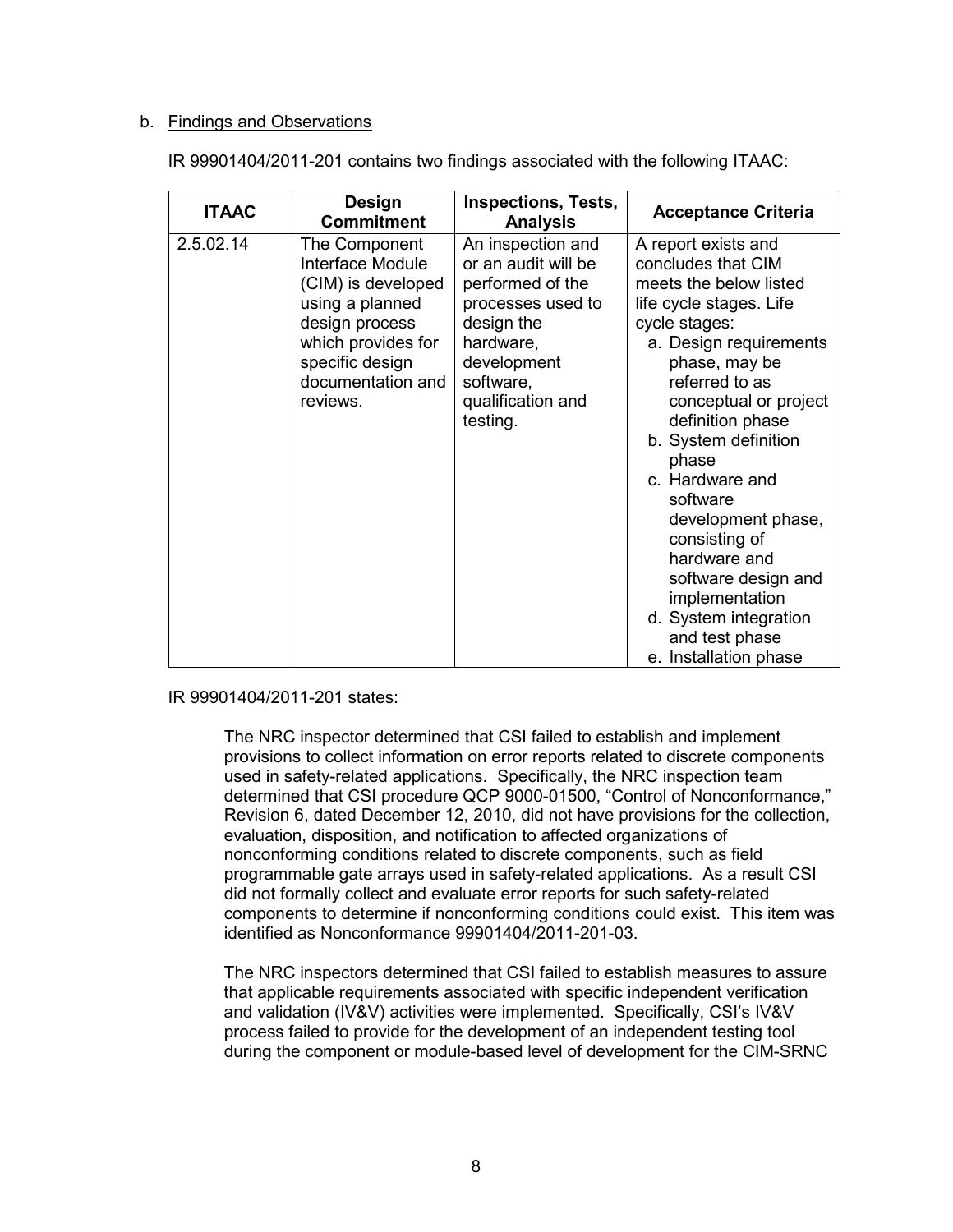b. Findings and Observations

IR 99901404/2011-201 contains two findings associated with the following ITAAC:

| ITAAC | Design Commitment | Inspections, Tests, Analysis | Acceptance Criteria |
|---|---|---|---|
| 2.5.02.14 | The Component Interface Module (CIM) is developed using a planned design process which provides for specific design documentation and reviews. | An inspection and or an audit will be performed of the processes used to design the hardware, development software, qualification and testing. | A report exists and concludes that CIM meets the below listed life cycle stages. Life cycle stages: a. Design requirements phase, may be referred to as conceptual or project definition phase b. System definition phase c. Hardware and software development phase, consisting of hardware and software design and implementation d. System integration and test phase e. Installation phase |

IR 99901404/2011-201 states:

> The NRC inspector determined that CSI failed to establish and implement provisions to collect information on error reports related to discrete components used in safety-related applications. Specifically, the NRC inspection team determined that CSI procedure QCP 9000-01500, "Control of Nonconformance," Revision 6, dated December 12, 2010, did not have provisions for the collection, evaluation, disposition, and notification to affected organizations of nonconforming conditions related to discrete components, such as field programmable gate arrays used in safety-related applications. As a result CSI did not formally collect and evaluate error reports for such safety-related components to determine if nonconforming conditions could exist. This item was identified as Nonconformance 99901404/2011-201-03.
>
> The NRC inspectors determined that CSI failed to establish measures to assure that applicable requirements associated with specific independent verification and validation (IV&V) activities were implemented. Specifically, CSI's IV&V process failed to provide for the development of an independent testing tool during the component or module-based level of development for the CIM-SRNC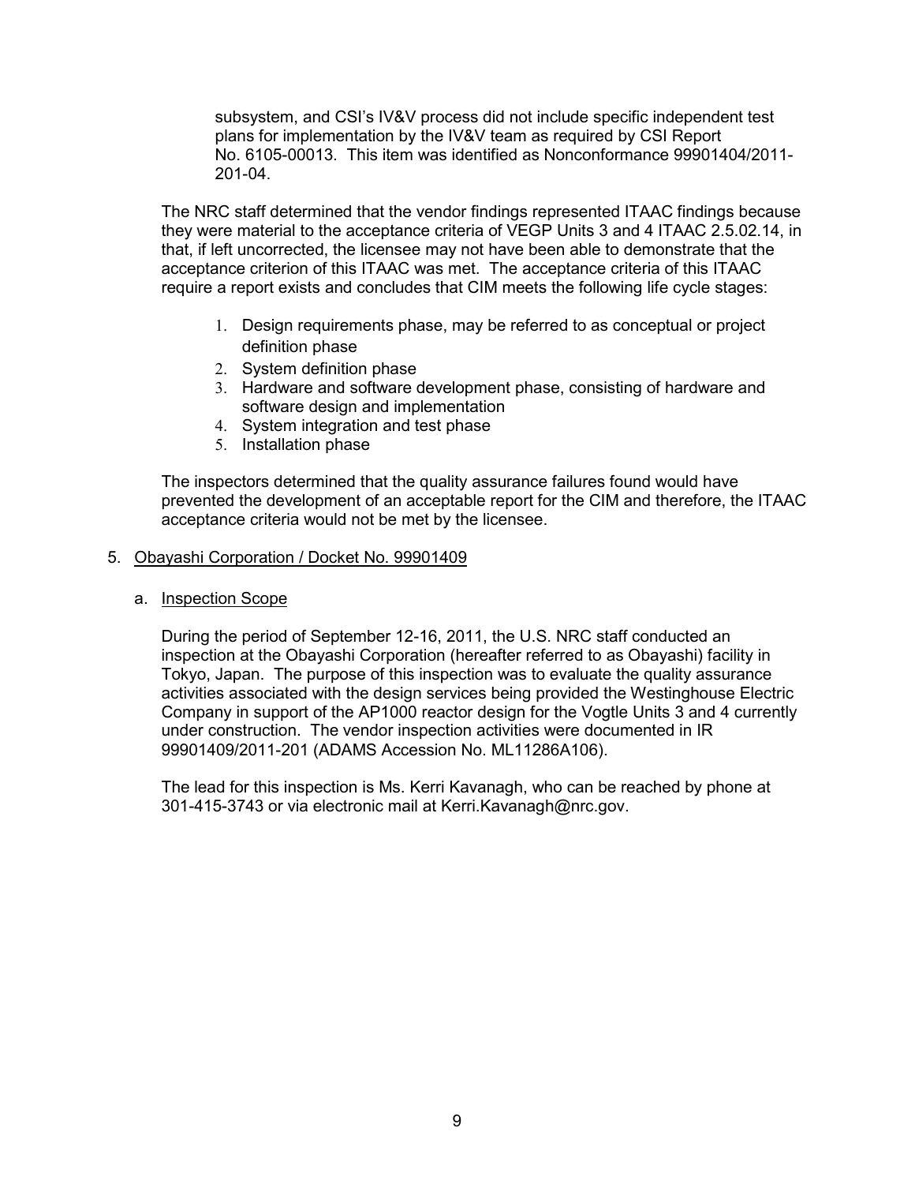subsystem, and CSI's IV&V process did not include specific independent test plans for implementation by the IV&V team as required by CSI Report No. 6105-00013. This item was identified as Nonconformance 99901404/2011-201-04.

The NRC staff determined that the vendor findings represented ITAAC findings because they were material to the acceptance criteria of VEGP Units 3 and 4 ITAAC 2.5.02.14, in that, if left uncorrected, the licensee may not have been able to demonstrate that the acceptance criterion of this ITAAC was met. The acceptance criteria of this ITAAC require a report exists and concludes that CIM meets the following life cycle stages:

1. Design requirements phase, may be referred to as conceptual or project definition phase
2. System definition phase
3. Hardware and software development phase, consisting of hardware and software design and implementation
4. System integration and test phase
5. Installation phase

The inspectors determined that the quality assurance failures found would have prevented the development of an acceptable report for the CIM and therefore, the ITAAC acceptance criteria would not be met by the licensee.

5. Obayashi Corporation / Docket No. 99901409

   a. Inspection Scope

   During the period of September 12-16, 2011, the U.S. NRC staff conducted an inspection at the Obayashi Corporation (hereafter referred to as Obayashi) facility in Tokyo, Japan. The purpose of this inspection was to evaluate the quality assurance activities associated with the design services being provided the Westinghouse Electric Company in support of the AP1000 reactor design for the Vogtle Units 3 and 4 currently under construction. The vendor inspection activities were documented in IR 99901409/2011-201 (ADAMS Accession No. ML11286A106).

   The lead for this inspection is Ms. Kerri Kavanagh, who can be reached by phone at 301-415-3743 or via electronic mail at Kerri.Kavanagh@nrc.gov.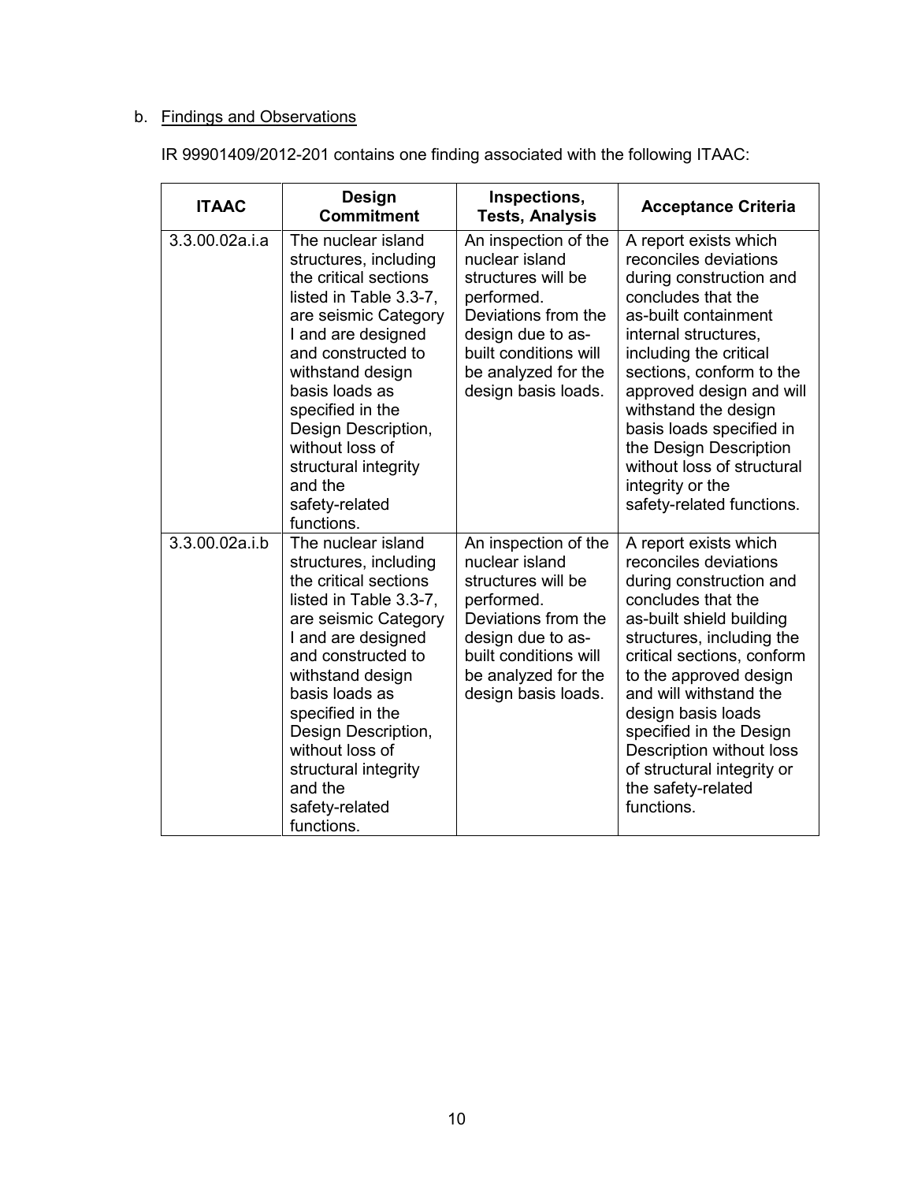b. Findings and Observations

IR 99901409/2012-201 contains one finding associated with the following ITAAC:

| ITAAC | Design Commitment | Inspections, Tests, Analysis | Acceptance Criteria |
|---|---|---|---|
| 3.3.00.02a.i.a | The nuclear island structures, including the critical sections listed in Table 3.3-7, are seismic Category I and are designed and constructed to withstand design basis loads as specified in the Design Description, without loss of structural integrity and the safety-related functions. | An inspection of the nuclear island structures will be performed. Deviations from the design due to as-built conditions will be analyzed for the design basis loads. | A report exists which reconciles deviations during construction and concludes that the as-built containment internal structures, including the critical sections, conform to the approved design and will withstand the design basis loads specified in the Design Description without loss of structural integrity or the safety-related functions. |
| 3.3.00.02a.i.b | The nuclear island structures, including the critical sections listed in Table 3.3-7, are seismic Category I and are designed and constructed to withstand design basis loads as specified in the Design Description, without loss of structural integrity and the safety-related functions. | An inspection of the nuclear island structures will be performed. Deviations from the design due to as-built conditions will be analyzed for the design basis loads. | A report exists which reconciles deviations during construction and concludes that the as-built shield building structures, including the critical sections, conform to the approved design and will withstand the design basis loads specified in the Design Description without loss of structural integrity or the safety-related functions. |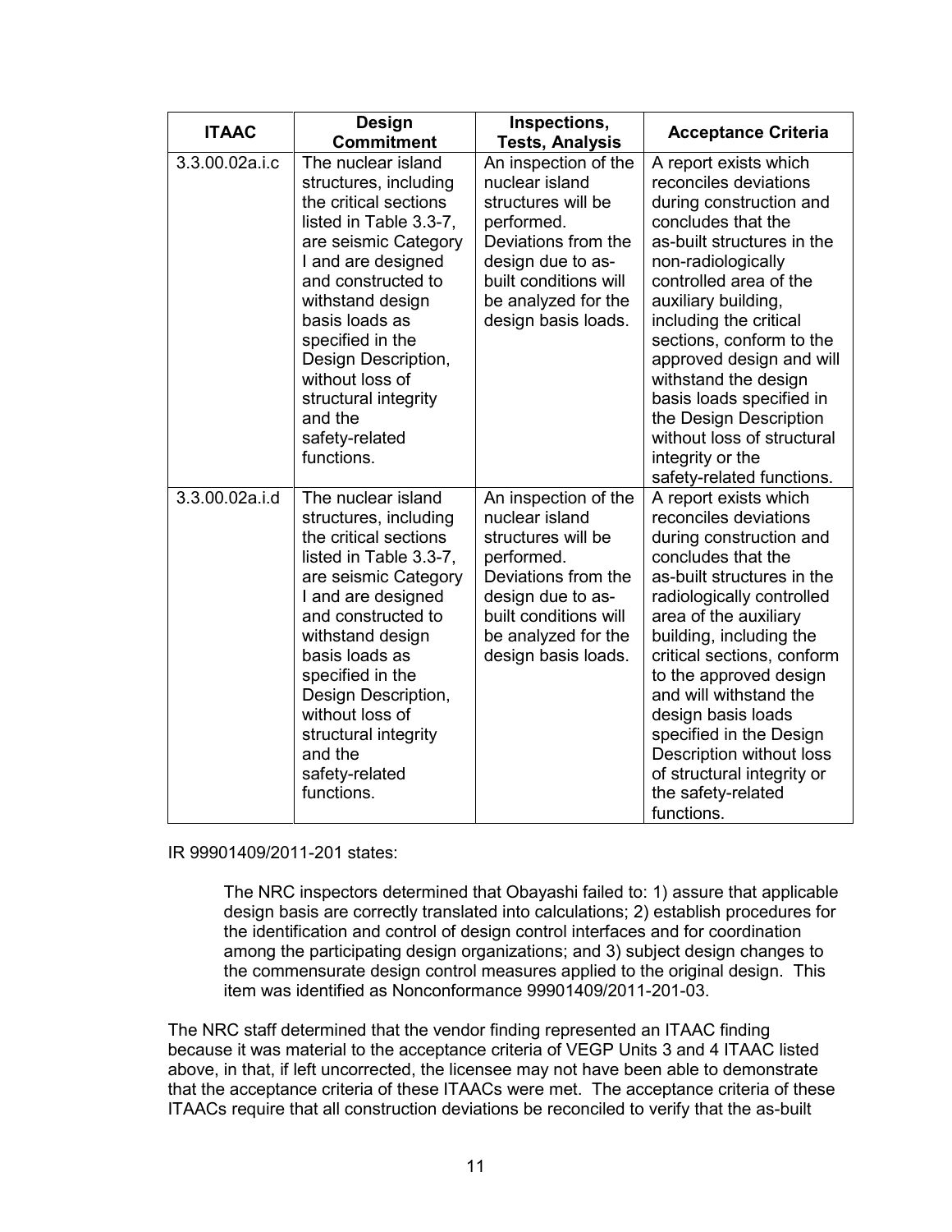| ITAAC | Design Commitment | Inspections, Tests, Analysis | Acceptance Criteria |
|---|---|---|---|
| 3.3.00.02a.i.c | The nuclear island structures, including the critical sections listed in Table 3.3-7, are seismic Category I and are designed and constructed to withstand design basis loads as specified in the Design Description, without loss of structural integrity and the safety-related functions. | An inspection of the nuclear island structures will be performed. Deviations from the design due to as-built conditions will be analyzed for the design basis loads. | A report exists which reconciles deviations during construction and concludes that the as-built structures in the non-radiologically controlled area of the auxiliary building, including the critical sections, conform to the approved design and will withstand the design basis loads specified in the Design Description without loss of structural integrity or the safety-related functions. |
| 3.3.00.02a.i.d | The nuclear island structures, including the critical sections listed in Table 3.3-7, are seismic Category I and are designed and constructed to withstand design basis loads as specified in the Design Description, without loss of structural integrity and the safety-related functions. | An inspection of the nuclear island structures will be performed. Deviations from the design due to as-built conditions will be analyzed for the design basis loads. | A report exists which reconciles deviations during construction and concludes that the as-built structures in the radiologically controlled area of the auxiliary building, including the critical sections, conform to the approved design and will withstand the design basis loads specified in the Design Description without loss of structural integrity or the safety-related functions. |

IR 99901409/2011-201 states:

> The NRC inspectors determined that Obayashi failed to: 1) assure that applicable design basis are correctly translated into calculations; 2) establish procedures for the identification and control of design control interfaces and for coordination among the participating design organizations; and 3) subject design changes to the commensurate design control measures applied to the original design. This item was identified as Nonconformance 99901409/2011-201-03.

The NRC staff determined that the vendor finding represented an ITAAC finding because it was material to the acceptance criteria of VEGP Units 3 and 4 ITAAC listed above, in that, if left uncorrected, the licensee may not have been able to demonstrate that the acceptance criteria of these ITAACs were met. The acceptance criteria of these ITAACs require that all construction deviations be reconciled to verify that the as-built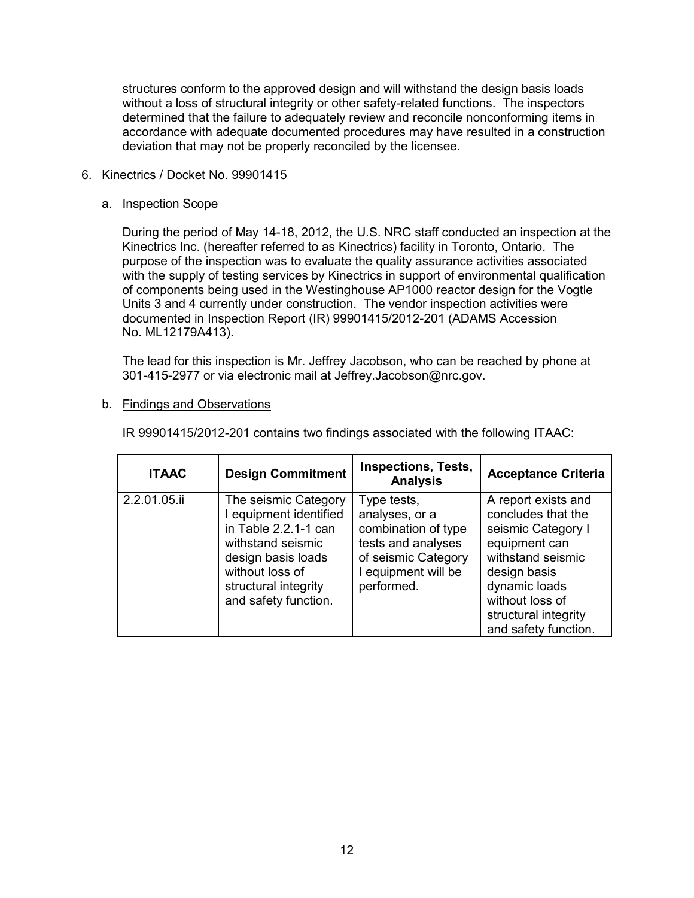structures conform to the approved design and will withstand the design basis loads without a loss of structural integrity or other safety-related functions. The inspectors determined that the failure to adequately review and reconcile nonconforming items in accordance with adequate documented procedures may have resulted in a construction deviation that may not be properly reconciled by the licensee.

6. Kinectrics / Docket No. 99901415

   a. Inspection Scope

      During the period of May 14-18, 2012, the U.S. NRC staff conducted an inspection at the Kinectrics Inc. (hereafter referred to as Kinectrics) facility in Toronto, Ontario. The purpose of the inspection was to evaluate the quality assurance activities associated with the supply of testing services by Kinectrics in support of environmental qualification of components being used in the Westinghouse AP1000 reactor design for the Vogtle Units 3 and 4 currently under construction. The vendor inspection activities were documented in Inspection Report (IR) 99901415/2012-201 (ADAMS Accession No. ML12179A413).

      The lead for this inspection is Mr. Jeffrey Jacobson, who can be reached by phone at 301-415-2977 or via electronic mail at Jeffrey.Jacobson@nrc.gov.

   b. Findings and Observations

      IR 99901415/2012-201 contains two findings associated with the following ITAAC:

| ITAAC | Design Commitment | Inspections, Tests, Analysis | Acceptance Criteria |
|---|---|---|---|
| 2.2.01.05.ii | The seismic Category I equipment identified in Table 2.2.1-1 can withstand seismic design basis loads without loss of structural integrity and safety function. | Type tests, analyses, or a combination of type tests and analyses of seismic Category I equipment will be performed. | A report exists and concludes that the seismic Category I equipment can withstand seismic design basis dynamic loads without loss of structural integrity and safety function. |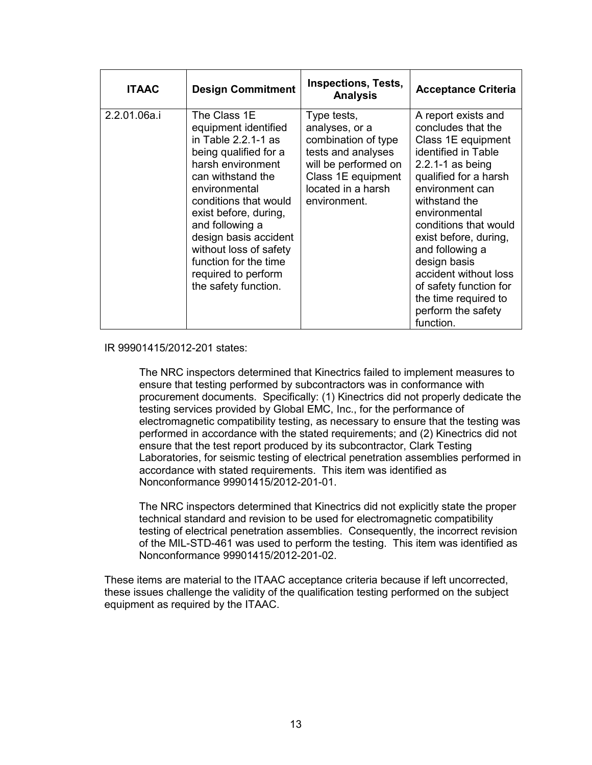| ITAAC | Design Commitment | Inspections, Tests, Analysis | Acceptance Criteria |
|---|---|---|---|
| 2.2.01.06a.i | The Class 1E equipment identified in Table 2.2.1-1 as being qualified for a harsh environment can withstand the environmental conditions that would exist before, during, and following a design basis accident without loss of safety function for the time required to perform the safety function. | Type tests, analyses, or a combination of type tests and analyses will be performed on Class 1E equipment located in a harsh environment. | A report exists and concludes that the Class 1E equipment identified in Table 2.2.1-1 as being qualified for a harsh environment can withstand the environmental conditions that would exist before, during, and following a design basis accident without loss of safety function for the time required to perform the safety function. |

IR 99901415/2012-201 states:

> The NRC inspectors determined that Kinectrics failed to implement measures to ensure that testing performed by subcontractors was in conformance with procurement documents. Specifically: (1) Kinectrics did not properly dedicate the testing services provided by Global EMC, Inc., for the performance of electromagnetic compatibility testing, as necessary to ensure that the testing was performed in accordance with the stated requirements; and (2) Kinectrics did not ensure that the test report produced by its subcontractor, Clark Testing Laboratories, for seismic testing of electrical penetration assemblies performed in accordance with stated requirements. This item was identified as Nonconformance 99901415/2012-201-01.
>
> The NRC inspectors determined that Kinectrics did not explicitly state the proper technical standard and revision to be used for electromagnetic compatibility testing of electrical penetration assemblies. Consequently, the incorrect revision of the MIL-STD-461 was used to perform the testing. This item was identified as Nonconformance 99901415/2012-201-02.

These items are material to the ITAAC acceptance criteria because if left uncorrected, these issues challenge the validity of the qualification testing performed on the subject equipment as required by the ITAAC.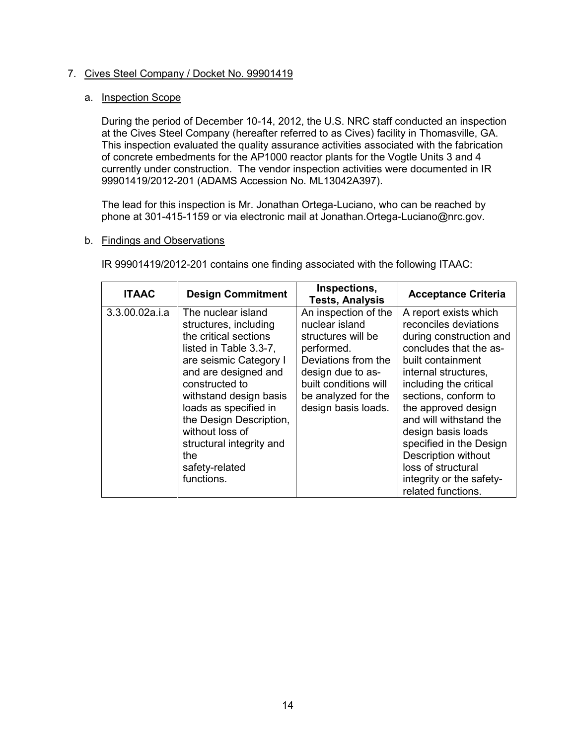7. Cives Steel Company / Docket No. 99901419

   a. Inspection Scope

   During the period of December 10-14, 2012, the U.S. NRC staff conducted an inspection at the Cives Steel Company (hereafter referred to as Cives) facility in Thomasville, GA. This inspection evaluated the quality assurance activities associated with the fabrication of concrete embedments for the AP1000 reactor plants for the Vogtle Units 3 and 4 currently under construction. The vendor inspection activities were documented in IR 99901419/2012-201 (ADAMS Accession No. ML13042A397).

   The lead for this inspection is Mr. Jonathan Ortega-Luciano, who can be reached by phone at 301-415-1159 or via electronic mail at Jonathan.Ortega-Luciano@nrc.gov.

   b. Findings and Observations

   IR 99901419/2012-201 contains one finding associated with the following ITAAC:

| ITAAC | Design Commitment | Inspections, Tests, Analysis | Acceptance Criteria |
|---|---|---|---|
| 3.3.00.02a.i.a | The nuclear island structures, including the critical sections listed in Table 3.3-7, are seismic Category I and are designed and constructed to withstand design basis loads as specified in the Design Description, without loss of structural integrity and the safety-related functions. | An inspection of the nuclear island structures will be performed. Deviations from the design due to as-built conditions will be analyzed for the design basis loads. | A report exists which reconciles deviations during construction and concludes that the as-built containment internal structures, including the critical sections, conform to the approved design and will withstand the design basis loads specified in the Design Description without loss of structural integrity or the safety-related functions. |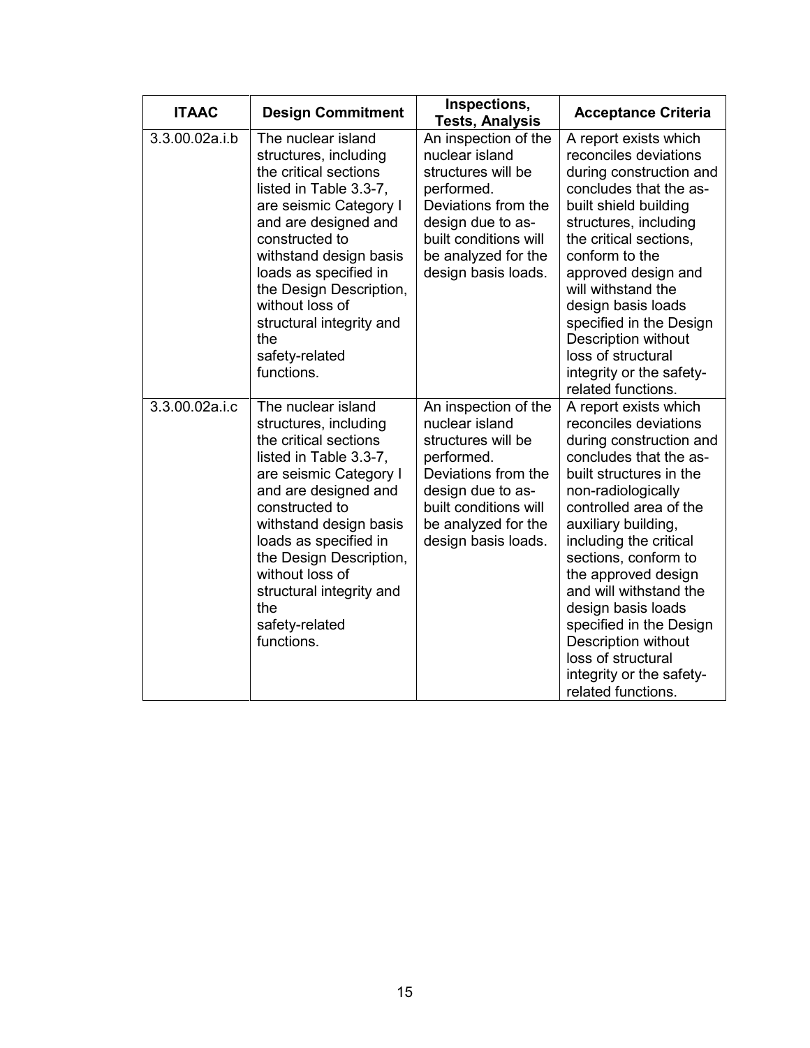| ITAAC | Design Commitment | Inspections, Tests, Analysis | Acceptance Criteria |
|---|---|---|---|
| 3.3.00.02a.i.b | The nuclear island structures, including the critical sections listed in Table 3.3-7, are seismic Category I and are designed and constructed to withstand design basis loads as specified in the Design Description, without loss of structural integrity and the safety-related functions. | An inspection of the nuclear island structures will be performed. Deviations from the design due to as-built conditions will be analyzed for the design basis loads. | A report exists which reconciles deviations during construction and concludes that the as-built shield building structures, including the critical sections, conform to the approved design and will withstand the design basis loads specified in the Design Description without loss of structural integrity or the safety-related functions. |
| 3.3.00.02a.i.c | The nuclear island structures, including the critical sections listed in Table 3.3-7, are seismic Category I and are designed and constructed to withstand design basis loads as specified in the Design Description, without loss of structural integrity and the safety-related functions. | An inspection of the nuclear island structures will be performed. Deviations from the design due to as-built conditions will be analyzed for the design basis loads. | A report exists which reconciles deviations during construction and concludes that the as-built structures in the non-radiologically controlled area of the auxiliary building, including the critical sections, conform to the approved design and will withstand the design basis loads specified in the Design Description without loss of structural integrity or the safety-related functions. |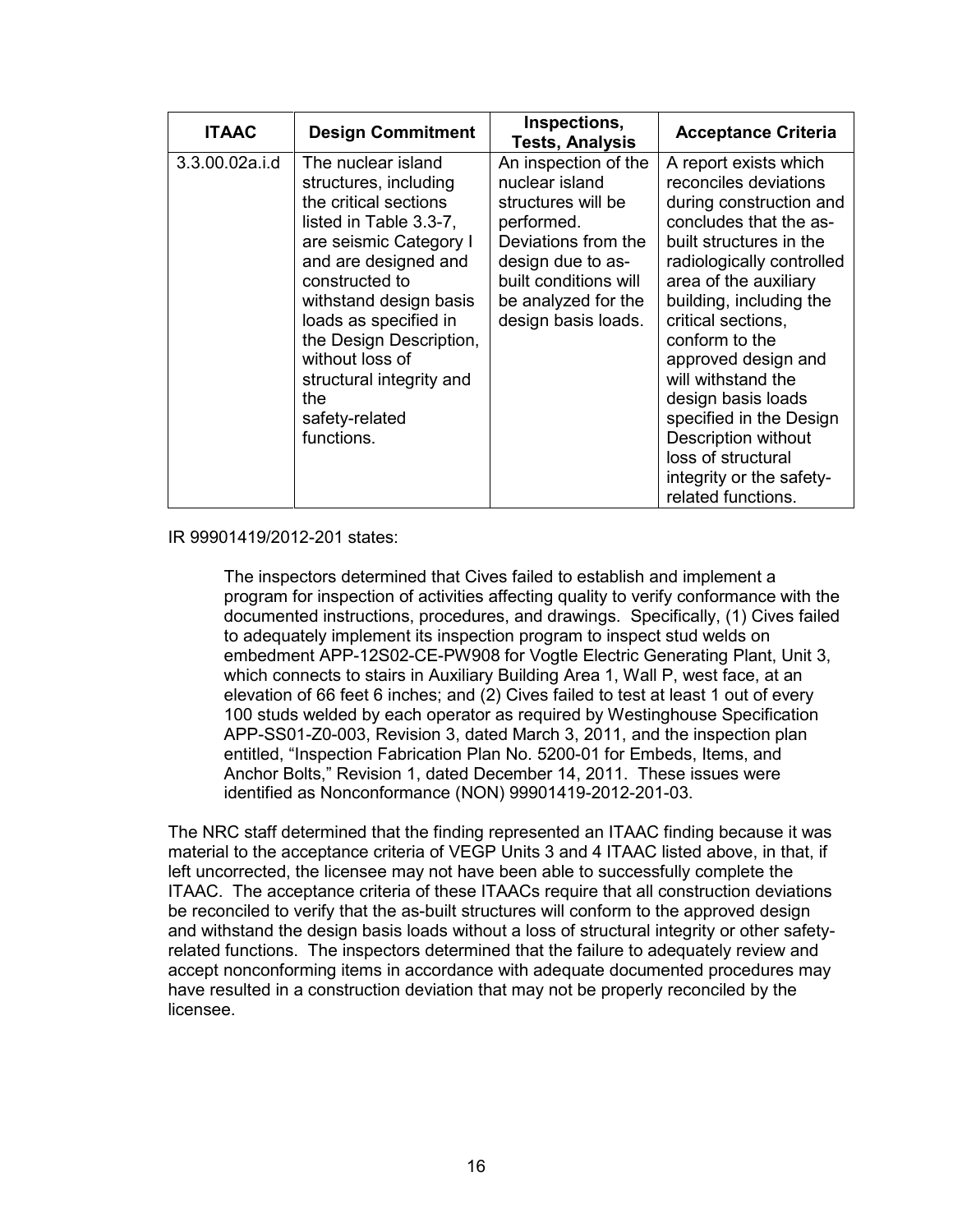| ITAAC | Design Commitment | Inspections, Tests, Analysis | Acceptance Criteria |
|---|---|---|---|
| 3.3.00.02a.i.d | The nuclear island structures, including the critical sections listed in Table 3.3-7, are seismic Category I and are designed and constructed to withstand design basis loads as specified in the Design Description, without loss of structural integrity and the safety-related functions. | An inspection of the nuclear island structures will be performed. Deviations from the design due to as-built conditions will be analyzed for the design basis loads. | A report exists which reconciles deviations during construction and concludes that the as-built structures in the radiologically controlled area of the auxiliary building, including the critical sections, conform to the approved design and will withstand the design basis loads specified in the Design Description without loss of structural integrity or the safety-related functions. |

IR 99901419/2012-201 states:

> The inspectors determined that Cives failed to establish and implement a program for inspection of activities affecting quality to verify conformance with the documented instructions, procedures, and drawings. Specifically, (1) Cives failed to adequately implement its inspection program to inspect stud welds on embedment APP-12S02-CE-PW908 for Vogtle Electric Generating Plant, Unit 3, which connects to stairs in Auxiliary Building Area 1, Wall P, west face, at an elevation of 66 feet 6 inches; and (2) Cives failed to test at least 1 out of every 100 studs welded by each operator as required by Westinghouse Specification APP-SS01-Z0-003, Revision 3, dated March 3, 2011, and the inspection plan entitled, "Inspection Fabrication Plan No. 5200-01 for Embeds, Items, and Anchor Bolts," Revision 1, dated December 14, 2011. These issues were identified as Nonconformance (NON) 99901419-2012-201-03.

The NRC staff determined that the finding represented an ITAAC finding because it was material to the acceptance criteria of VEGP Units 3 and 4 ITAAC listed above, in that, if left uncorrected, the licensee may not have been able to successfully complete the ITAAC. The acceptance criteria of these ITAACs require that all construction deviations be reconciled to verify that the as-built structures will conform to the approved design and withstand the design basis loads without a loss of structural integrity or other safety-related functions. The inspectors determined that the failure to adequately review and accept nonconforming items in accordance with adequate documented procedures may have resulted in a construction deviation that may not be properly reconciled by the licensee.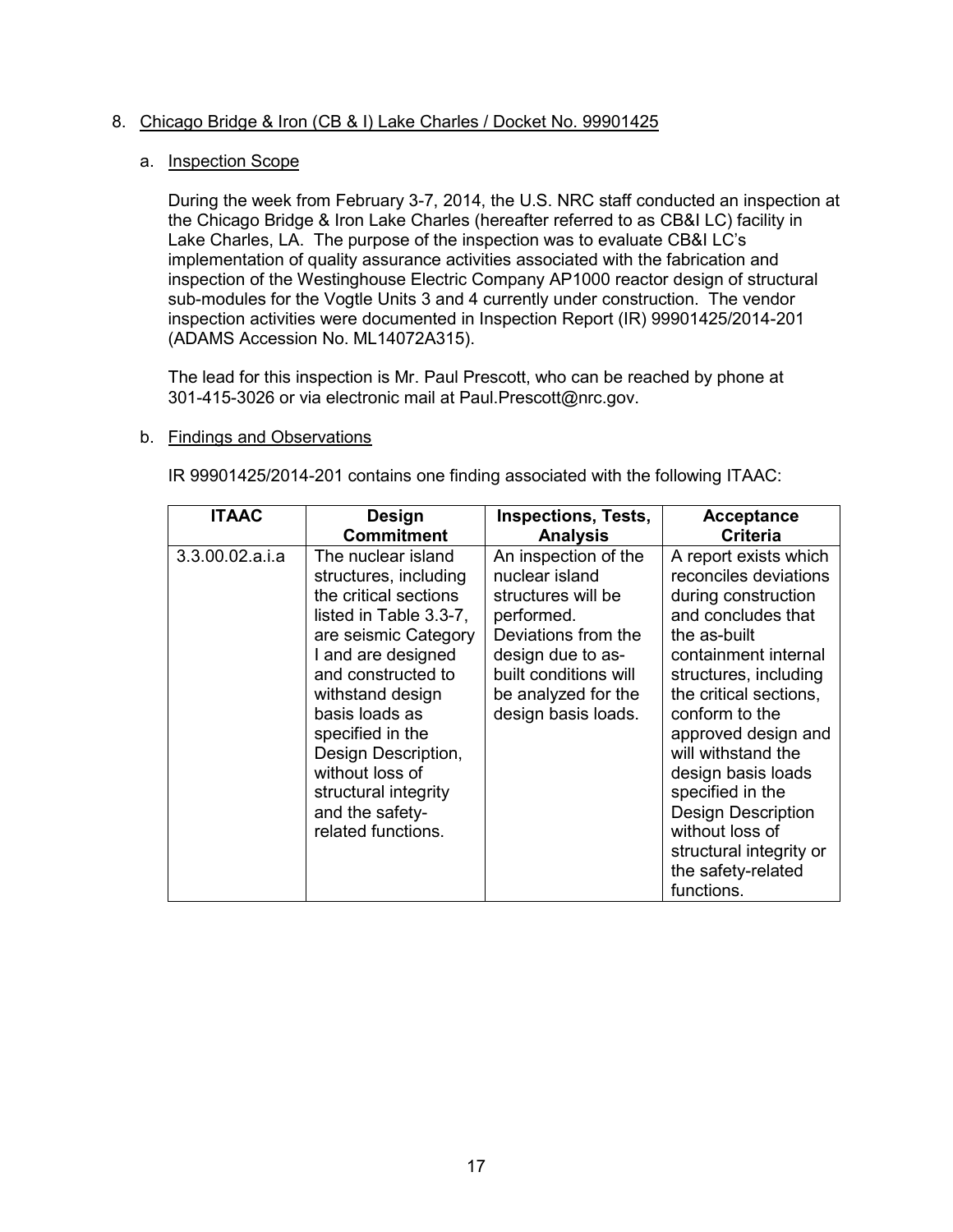8. Chicago Bridge & Iron (CB & I) Lake Charles / Docket No. 99901425

   a. Inspection Scope

   During the week from February 3-7, 2014, the U.S. NRC staff conducted an inspection at the Chicago Bridge & Iron Lake Charles (hereafter referred to as CB&I LC) facility in Lake Charles, LA. The purpose of the inspection was to evaluate CB&I LC's implementation of quality assurance activities associated with the fabrication and inspection of the Westinghouse Electric Company AP1000 reactor design of structural sub-modules for the Vogtle Units 3 and 4 currently under construction. The vendor inspection activities were documented in Inspection Report (IR) 99901425/2014-201 (ADAMS Accession No. ML14072A315).

   The lead for this inspection is Mr. Paul Prescott, who can be reached by phone at 301-415-3026 or via electronic mail at Paul.Prescott@nrc.gov.

   b. Findings and Observations

   IR 99901425/2014-201 contains one finding associated with the following ITAAC:

| ITAAC | Design Commitment | Inspections, Tests, Analysis | Acceptance Criteria |
|---|---|---|---|
| 3.3.00.02.a.i.a | The nuclear island structures, including the critical sections listed in Table 3.3-7, are seismic Category I and are designed and constructed to withstand design basis loads as specified in the Design Description, without loss of structural integrity and the safety-related functions. | An inspection of the nuclear island structures will be performed. Deviations from the design due to as-built conditions will be analyzed for the design basis loads. | A report exists which reconciles deviations during construction and concludes that the as-built containment internal structures, including the critical sections, conform to the approved design and will withstand the design basis loads specified in the Design Description without loss of structural integrity or the safety-related functions. |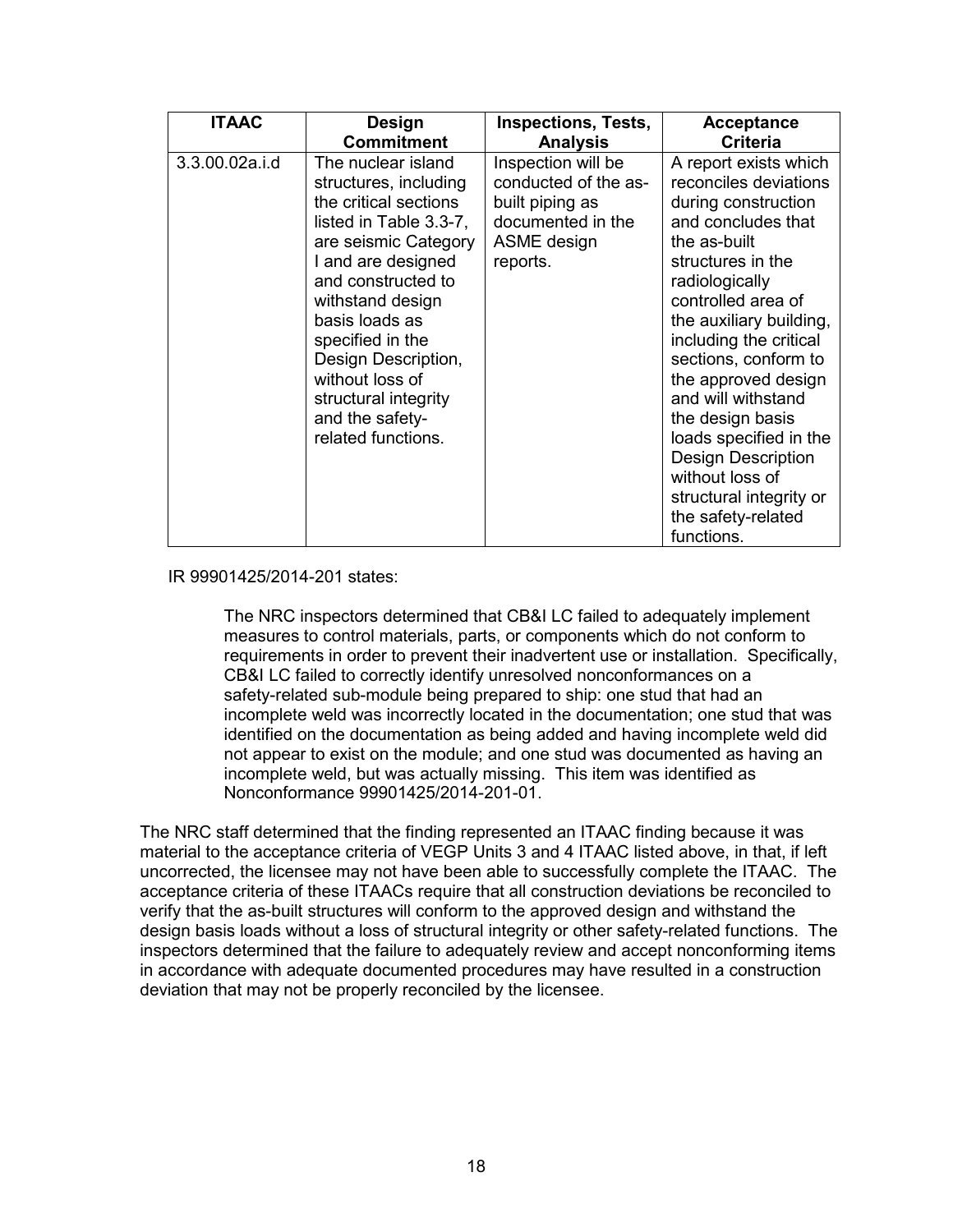| ITAAC | Design Commitment | Inspections, Tests, Analysis | Acceptance Criteria |
|---|---|---|---|
| 3.3.00.02a.i.d | The nuclear island structures, including the critical sections listed in Table 3.3-7, are seismic Category I and are designed and constructed to withstand design basis loads as specified in the Design Description, without loss of structural integrity and the safety-related functions. | Inspection will be conducted of the as-built piping as documented in the ASME design reports. | A report exists which reconciles deviations during construction and concludes that the as-built structures in the radiologically controlled area of the auxiliary building, including the critical sections, conform to the approved design and will withstand the design basis loads specified in the Design Description without loss of structural integrity or the safety-related functions. |

IR 99901425/2014-201 states:

> The NRC inspectors determined that CB&I LC failed to adequately implement measures to control materials, parts, or components which do not conform to requirements in order to prevent their inadvertent use or installation. Specifically, CB&I LC failed to correctly identify unresolved nonconformances on a safety-related sub-module being prepared to ship: one stud that had an incomplete weld was incorrectly located in the documentation; one stud that was identified on the documentation as being added and having incomplete weld did not appear to exist on the module; and one stud was documented as having an incomplete weld, but was actually missing. This item was identified as Nonconformance 99901425/2014-201-01.

The NRC staff determined that the finding represented an ITAAC finding because it was material to the acceptance criteria of VEGP Units 3 and 4 ITAAC listed above, in that, if left uncorrected, the licensee may not have been able to successfully complete the ITAAC. The acceptance criteria of these ITAACs require that all construction deviations be reconciled to verify that the as-built structures will conform to the approved design and withstand the design basis loads without a loss of structural integrity or other safety-related functions. The inspectors determined that the failure to adequately review and accept nonconforming items in accordance with adequate documented procedures may have resulted in a construction deviation that may not be properly reconciled by the licensee.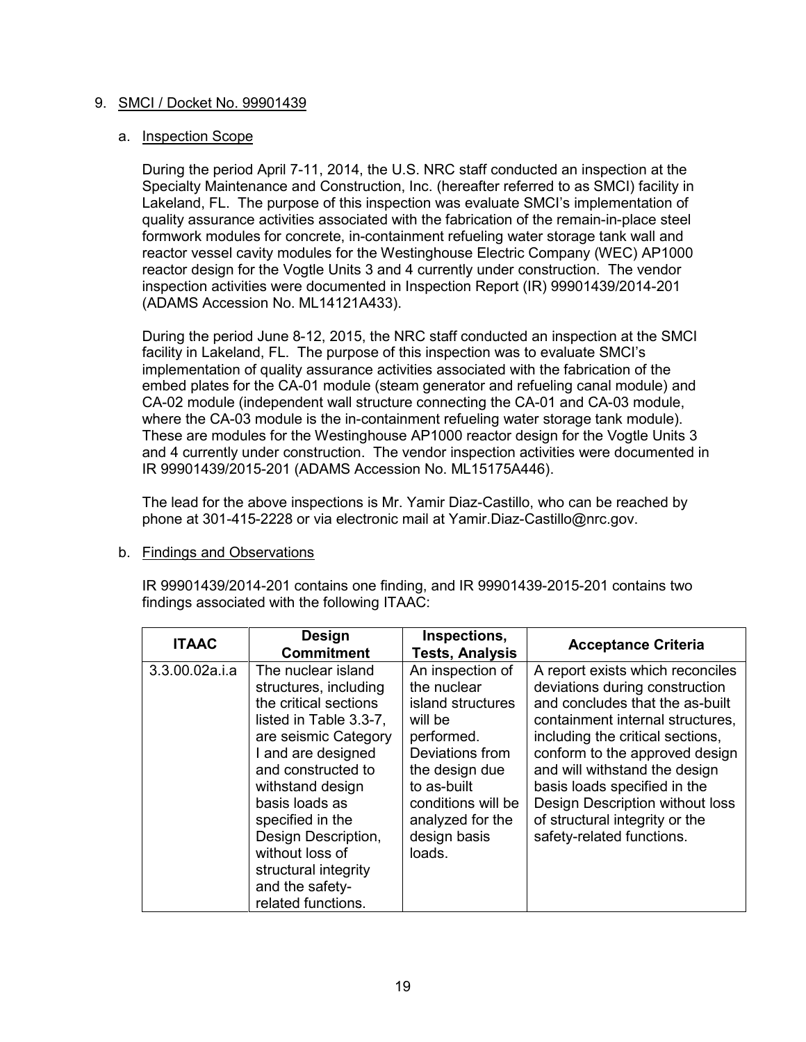9. SMCI / Docket No. 99901439

a. Inspection Scope

During the period April 7-11, 2014, the U.S. NRC staff conducted an inspection at the Specialty Maintenance and Construction, Inc. (hereafter referred to as SMCI) facility in Lakeland, FL. The purpose of this inspection was evaluate SMCI's implementation of quality assurance activities associated with the fabrication of the remain-in-place steel formwork modules for concrete, in-containment refueling water storage tank wall and reactor vessel cavity modules for the Westinghouse Electric Company (WEC) AP1000 reactor design for the Vogtle Units 3 and 4 currently under construction. The vendor inspection activities were documented in Inspection Report (IR) 99901439/2014-201 (ADAMS Accession No. ML14121A433).

During the period June 8-12, 2015, the NRC staff conducted an inspection at the SMCI facility in Lakeland, FL. The purpose of this inspection was to evaluate SMCI's implementation of quality assurance activities associated with the fabrication of the embed plates for the CA-01 module (steam generator and refueling canal module) and CA-02 module (independent wall structure connecting the CA-01 and CA-03 module, where the CA-03 module is the in-containment refueling water storage tank module). These are modules for the Westinghouse AP1000 reactor design for the Vogtle Units 3 and 4 currently under construction. The vendor inspection activities were documented in IR 99901439/2015-201 (ADAMS Accession No. ML15175A446).

The lead for the above inspections is Mr. Yamir Diaz-Castillo, who can be reached by phone at 301-415-2228 or via electronic mail at Yamir.Diaz-Castillo@nrc.gov.

b. Findings and Observations

IR 99901439/2014-201 contains one finding, and IR 99901439-2015-201 contains two findings associated with the following ITAAC:

| ITAAC | Design Commitment | Inspections, Tests, Analysis | Acceptance Criteria |
|---|---|---|---|
| 3.3.00.02a.i.a | The nuclear island structures, including the critical sections listed in Table 3.3-7, are seismic Category I and are designed and constructed to withstand design basis loads as specified in the Design Description, without loss of structural integrity and the safety-related functions. | An inspection of the nuclear island structures will be performed. Deviations from the design due to as-built conditions will be analyzed for the design basis loads. | A report exists which reconciles deviations during construction and concludes that the as-built containment internal structures, including the critical sections, conform to the approved design and will withstand the design basis loads specified in the Design Description without loss of structural integrity or the safety-related functions. |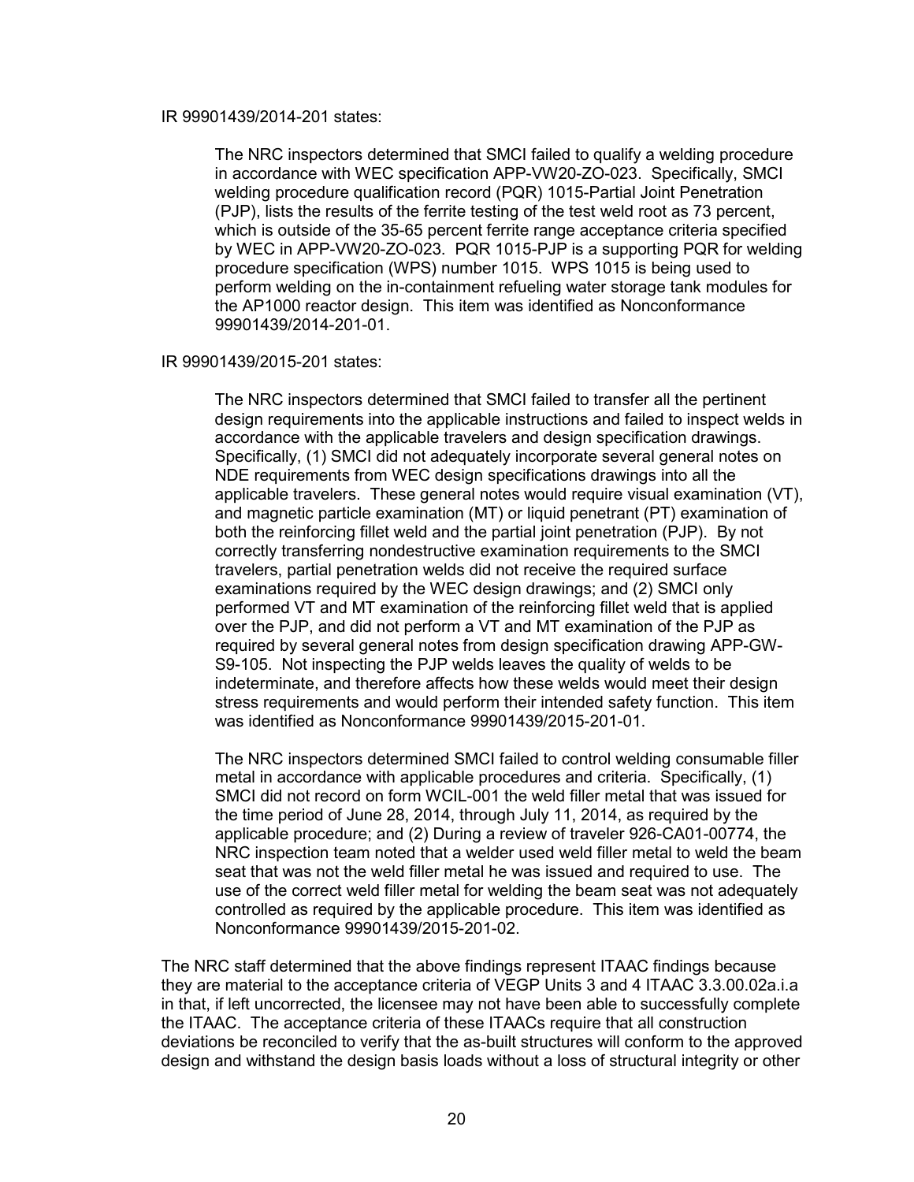IR 99901439/2014-201 states:

> The NRC inspectors determined that SMCI failed to qualify a welding procedure in accordance with WEC specification APP-VW20-ZO-023. Specifically, SMCI welding procedure qualification record (PQR) 1015-Partial Joint Penetration (PJP), lists the results of the ferrite testing of the test weld root as 73 percent, which is outside of the 35-65 percent ferrite range acceptance criteria specified by WEC in APP-VW20-ZO-023. PQR 1015-PJP is a supporting PQR for welding procedure specification (WPS) number 1015. WPS 1015 is being used to perform welding on the in-containment refueling water storage tank modules for the AP1000 reactor design. This item was identified as Nonconformance 99901439/2014-201-01.

IR 99901439/2015-201 states:

> The NRC inspectors determined that SMCI failed to transfer all the pertinent design requirements into the applicable instructions and failed to inspect welds in accordance with the applicable travelers and design specification drawings. Specifically, (1) SMCI did not adequately incorporate several general notes on NDE requirements from WEC design specifications drawings into all the applicable travelers. These general notes would require visual examination (VT), and magnetic particle examination (MT) or liquid penetrant (PT) examination of both the reinforcing fillet weld and the partial joint penetration (PJP). By not correctly transferring nondestructive examination requirements to the SMCI travelers, partial penetration welds did not receive the required surface examinations required by the WEC design drawings; and (2) SMCI only performed VT and MT examination of the reinforcing fillet weld that is applied over the PJP, and did not perform a VT and MT examination of the PJP as required by several general notes from design specification drawing APP-GW-S9-105. Not inspecting the PJP welds leaves the quality of welds to be indeterminate, and therefore affects how these welds would meet their design stress requirements and would perform their intended safety function. This item was identified as Nonconformance 99901439/2015-201-01.
>
> The NRC inspectors determined SMCI failed to control welding consumable filler metal in accordance with applicable procedures and criteria. Specifically, (1) SMCI did not record on form WCIL-001 the weld filler metal that was issued for the time period of June 28, 2014, through July 11, 2014, as required by the applicable procedure; and (2) During a review of traveler 926-CA01-00774, the NRC inspection team noted that a welder used weld filler metal to weld the beam seat that was not the weld filler metal he was issued and required to use. The use of the correct weld filler metal for welding the beam seat was not adequately controlled as required by the applicable procedure. This item was identified as Nonconformance 99901439/2015-201-02.

The NRC staff determined that the above findings represent ITAAC findings because they are material to the acceptance criteria of VEGP Units 3 and 4 ITAAC 3.3.00.02a.i.a in that, if left uncorrected, the licensee may not have been able to successfully complete the ITAAC. The acceptance criteria of these ITAACs require that all construction deviations be reconciled to verify that the as-built structures will conform to the approved design and withstand the design basis loads without a loss of structural integrity or other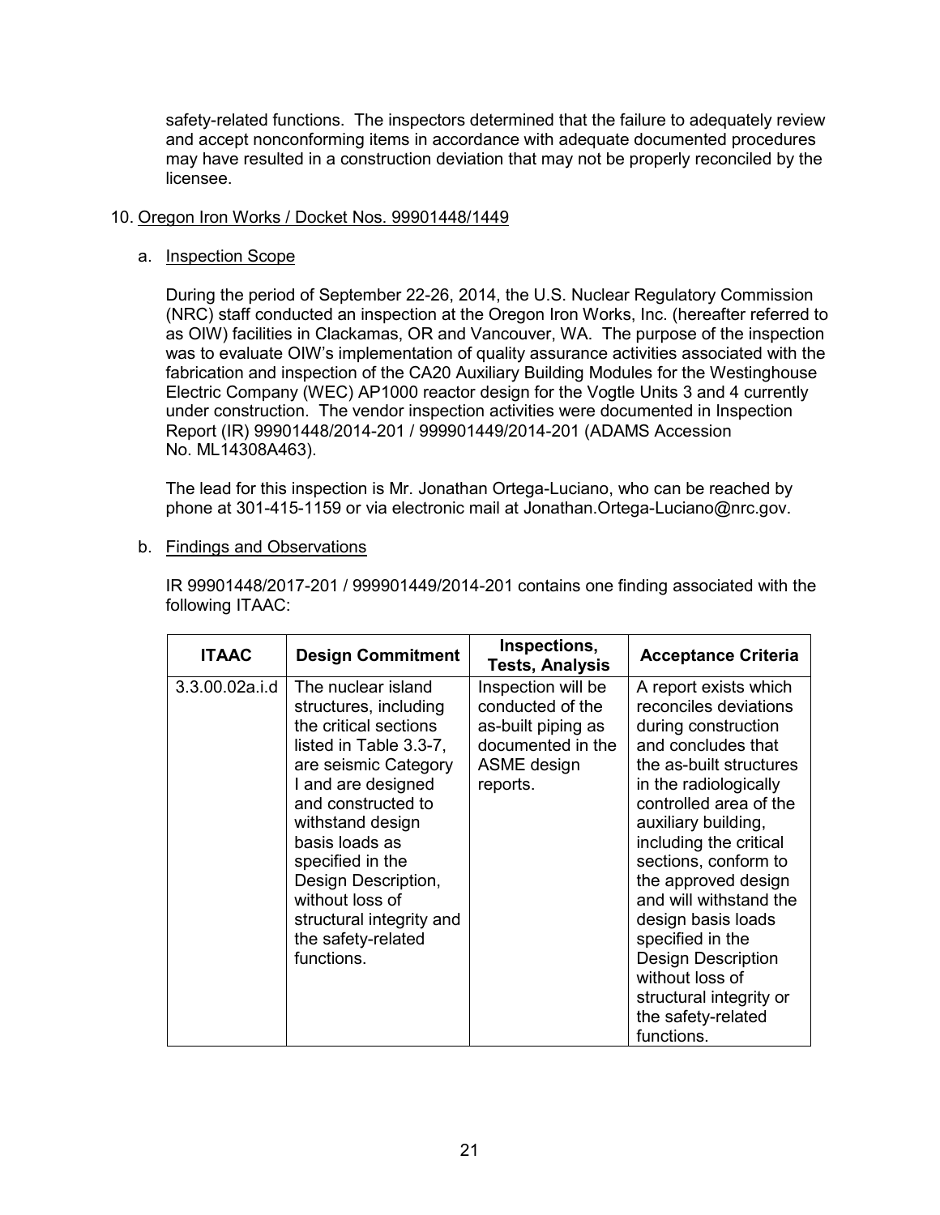safety-related functions. The inspectors determined that the failure to adequately review and accept nonconforming items in accordance with adequate documented procedures may have resulted in a construction deviation that may not be properly reconciled by the licensee.

10. Oregon Iron Works / Docket Nos. 99901448/1449

   a. Inspection Scope

   During the period of September 22-26, 2014, the U.S. Nuclear Regulatory Commission (NRC) staff conducted an inspection at the Oregon Iron Works, Inc. (hereafter referred to as OIW) facilities in Clackamas, OR and Vancouver, WA. The purpose of the inspection was to evaluate OIW's implementation of quality assurance activities associated with the fabrication and inspection of the CA20 Auxiliary Building Modules for the Westinghouse Electric Company (WEC) AP1000 reactor design for the Vogtle Units 3 and 4 currently under construction. The vendor inspection activities were documented in Inspection Report (IR) 99901448/2014-201 / 999901449/2014-201 (ADAMS Accession No. ML14308A463).

   The lead for this inspection is Mr. Jonathan Ortega-Luciano, who can be reached by phone at 301-415-1159 or via electronic mail at Jonathan.Ortega-Luciano@nrc.gov.

   b. Findings and Observations

   IR 99901448/2017-201 / 999901449/2014-201 contains one finding associated with the following ITAAC:

| ITAAC | Design Commitment | Inspections, Tests, Analysis | Acceptance Criteria |
|---|---|---|---|
| 3.3.00.02a.i.d | The nuclear island structures, including the critical sections listed in Table 3.3-7, are seismic Category I and are designed and constructed to withstand design basis loads as specified in the Design Description, without loss of structural integrity and the safety-related functions. | Inspection will be conducted of the as-built piping as documented in the ASME design reports. | A report exists which reconciles deviations during construction and concludes that the as-built structures in the radiologically controlled area of the auxiliary building, including the critical sections, conform to the approved design and will withstand the design basis loads specified in the Design Description without loss of structural integrity or the safety-related functions. |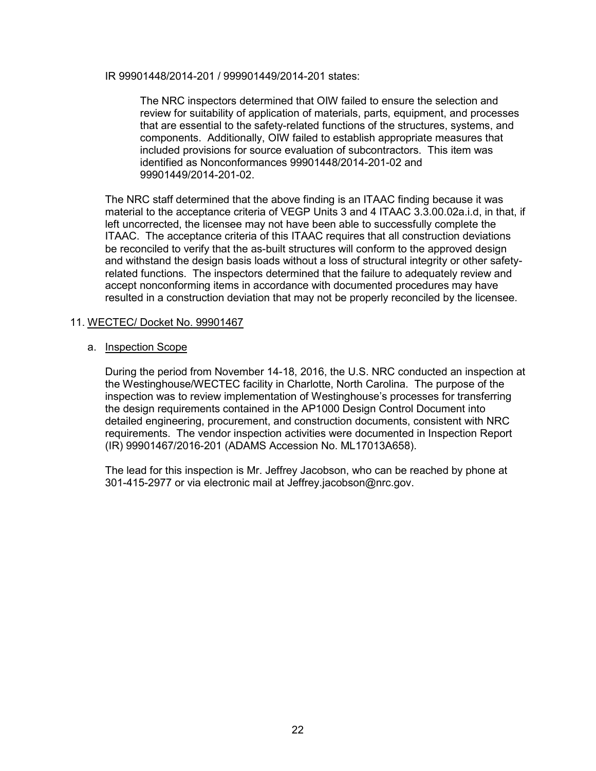IR 99901448/2014-201 / 999901449/2014-201 states:

> The NRC inspectors determined that OIW failed to ensure the selection and review for suitability of application of materials, parts, equipment, and processes that are essential to the safety-related functions of the structures, systems, and components. Additionally, OIW failed to establish appropriate measures that included provisions for source evaluation of subcontractors. This item was identified as Nonconformances 99901448/2014-201-02 and 99901449/2014-201-02.

The NRC staff determined that the above finding is an ITAAC finding because it was material to the acceptance criteria of VEGP Units 3 and 4 ITAAC 3.3.00.02a.i.d, in that, if left uncorrected, the licensee may not have been able to successfully complete the ITAAC. The acceptance criteria of this ITAAC requires that all construction deviations be reconciled to verify that the as-built structures will conform to the approved design and withstand the design basis loads without a loss of structural integrity or other safety-related functions. The inspectors determined that the failure to adequately review and accept nonconforming items in accordance with documented procedures may have resulted in a construction deviation that may not be properly reconciled by the licensee.

11. <u>WECTEC/ Docket No. 99901467</u>

   a. <u>Inspection Scope</u>

   During the period from November 14-18, 2016, the U.S. NRC conducted an inspection at the Westinghouse/WECTEC facility in Charlotte, North Carolina. The purpose of the inspection was to review implementation of Westinghouse's processes for transferring the design requirements contained in the AP1000 Design Control Document into detailed engineering, procurement, and construction documents, consistent with NRC requirements. The vendor inspection activities were documented in Inspection Report (IR) 99901467/2016-201 (ADAMS Accession No. ML17013A658).

   The lead for this inspection is Mr. Jeffrey Jacobson, who can be reached by phone at 301-415-2977 or via electronic mail at Jeffrey.jacobson@nrc.gov.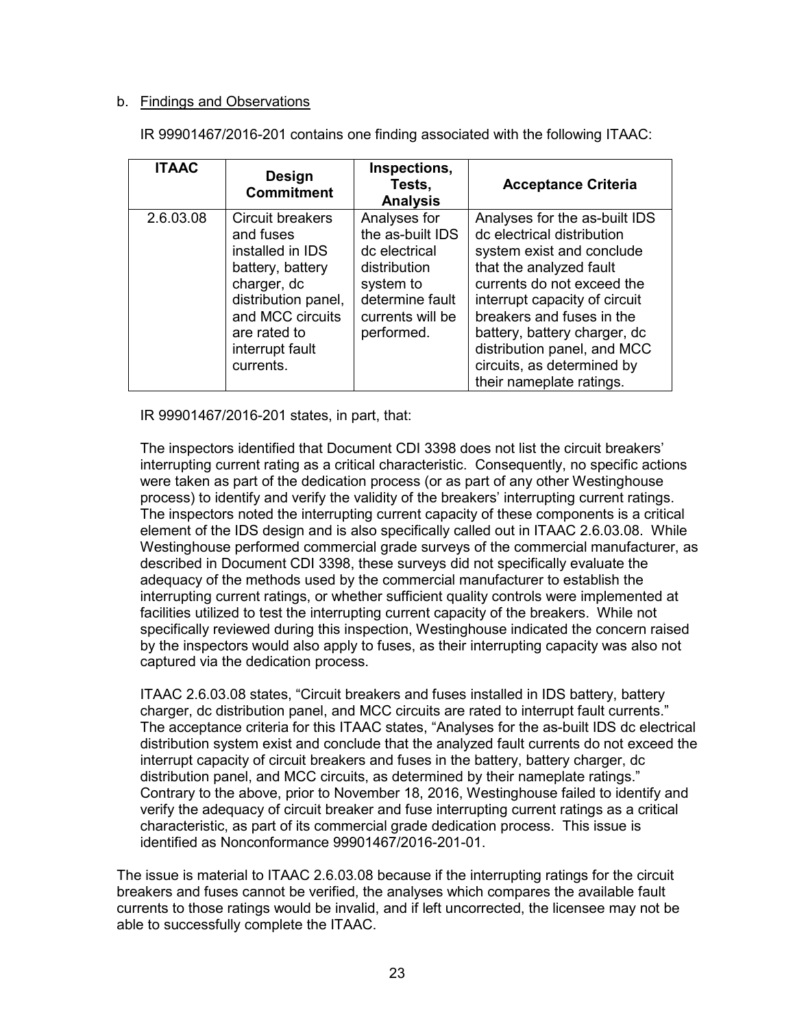b. Findings and Observations

IR 99901467/2016-201 contains one finding associated with the following ITAAC:

| ITAAC | Design Commitment | Inspections, Tests, Analysis | Acceptance Criteria |
|---|---|---|---|
| 2.6.03.08 | Circuit breakers and fuses installed in IDS battery, battery charger, dc distribution panel, and MCC circuits are rated to interrupt fault currents. | Analyses for the as-built IDS dc electrical distribution system to determine fault currents will be performed. | Analyses for the as-built IDS dc electrical distribution system exist and conclude that the analyzed fault currents do not exceed the interrupt capacity of circuit breakers and fuses in the battery, battery charger, dc distribution panel, and MCC circuits, as determined by their nameplate ratings. |

IR 99901467/2016-201 states, in part, that:

> The inspectors identified that Document CDI 3398 does not list the circuit breakers' interrupting current rating as a critical characteristic. Consequently, no specific actions were taken as part of the dedication process (or as part of any other Westinghouse process) to identify and verify the validity of the breakers' interrupting current ratings. The inspectors noted the interrupting current capacity of these components is a critical element of the IDS design and is also specifically called out in ITAAC 2.6.03.08. While Westinghouse performed commercial grade surveys of the commercial manufacturer, as described in Document CDI 3398, these surveys did not specifically evaluate the adequacy of the methods used by the commercial manufacturer to establish the interrupting current ratings, or whether sufficient quality controls were implemented at facilities utilized to test the interrupting current capacity of the breakers. While not specifically reviewed during this inspection, Westinghouse indicated the concern raised by the inspectors would also apply to fuses, as their interrupting capacity was also not captured via the dedication process.
>
> ITAAC 2.6.03.08 states, "Circuit breakers and fuses installed in IDS battery, battery charger, dc distribution panel, and MCC circuits are rated to interrupt fault currents." The acceptance criteria for this ITAAC states, "Analyses for the as-built IDS dc electrical distribution system exist and conclude that the analyzed fault currents do not exceed the interrupt capacity of circuit breakers and fuses in the battery, battery charger, dc distribution panel, and MCC circuits, as determined by their nameplate ratings." Contrary to the above, prior to November 18, 2016, Westinghouse failed to identify and verify the adequacy of circuit breaker and fuse interrupting current ratings as a critical characteristic, as part of its commercial grade dedication process. This issue is identified as Nonconformance 99901467/2016-201-01.

The issue is material to ITAAC 2.6.03.08 because if the interrupting ratings for the circuit breakers and fuses cannot be verified, the analyses which compares the available fault currents to those ratings would be invalid, and if left uncorrected, the licensee may not be able to successfully complete the ITAAC.